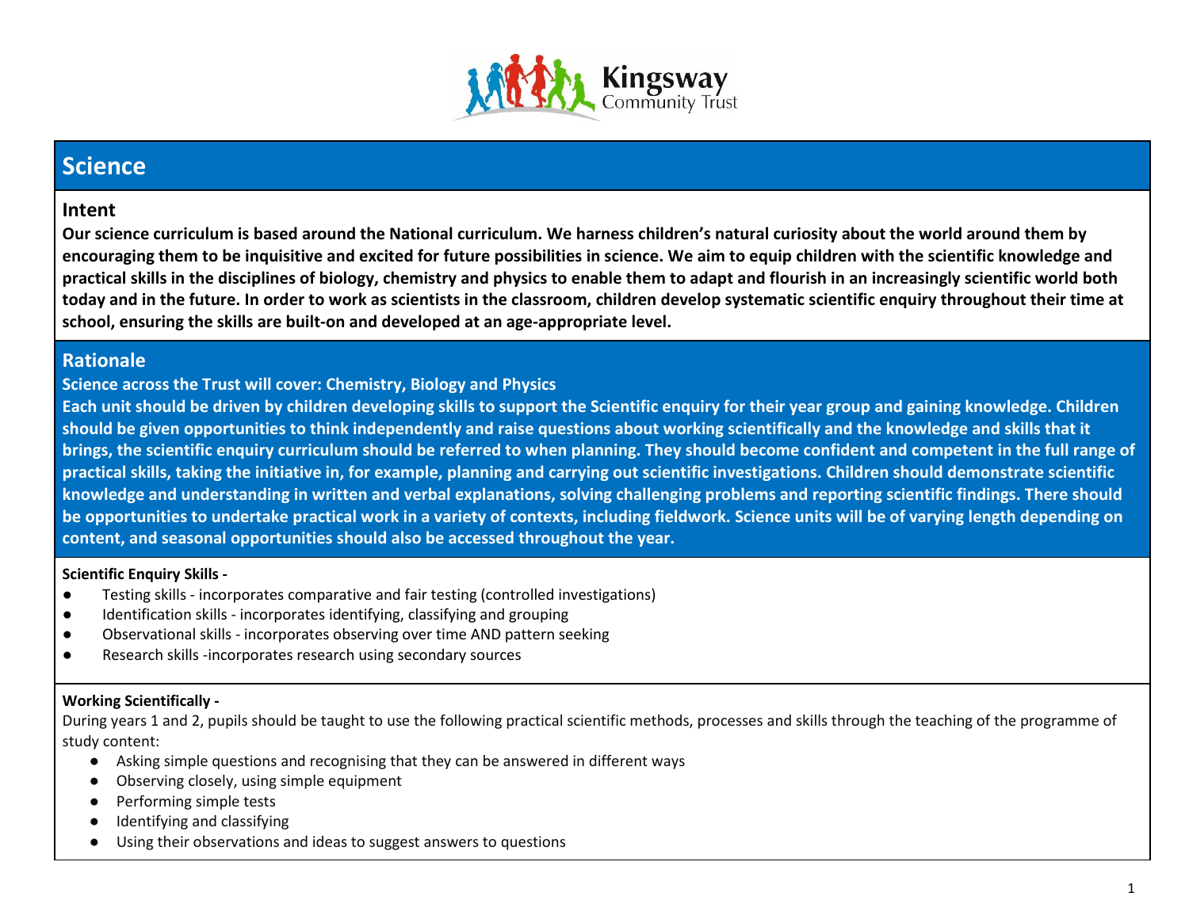# Science

## Intent

**Our science curriculum is based around the National curriculum. We harness children's natural curiosity about the world around them by encouraging them to be inquisitive and excited for future possibilities in science. We aim to equip children with the scientific knowledge and practical skills in the disciplines of biology, chemistry and physics to enable them to adapt and flourish in an increasingly scientific world both today and in the future. In order to work as scientists in the classroom, children develop systematic scientific enquiry throughout their time at school, ensuring the skills are built-on and developed at an age-appropriate level.**

## Rationale

**Science across the Trust will cover: Chemistry, Biology and Physics**

**Each unit should be driven by children developing skills to support the Scientific enquiry for their year group and gaining knowledge. Children should be given opportunities to think independently and raise questions about working scientifically and the knowledge and skills that it brings, the scientific enquiry curriculum should be referred to when planning. They should become confident and competent in the full range of practical skills, taking the initiative in, for example, planning and carrying out scientific investigations. Children should demonstrate scientific knowledge and understanding in written and verbal explanations, solving challenging problems and reporting scientific findings. There should be opportunities to undertake practical work in a variety of contexts, including fieldwork. Science units will be of varying length depending on content, and seasonal opportunities should also be accessed throughout the year.**

**Scientific Enquiry Skills -**

- Testing skills - incorporates comparative and fair testing (controlled investigations)
- Identification skills - incorporates identifying, classifying and grouping
- Observational skills - incorporates observing over time AND pattern seeking
- Research skills -incorporates research using secondary sources

**Working Scientifically -**

During years 1 and 2, pupils should be taught to use the following practical scientific methods, processes and skills through the teaching of the programme of study content:

- Asking simple questions and recognising that they can be answered in different ways
- Observing closely, using simple equipment
- Performing simple tests
- Identifying and classifying
- Using their observations and ideas to suggest answers to questions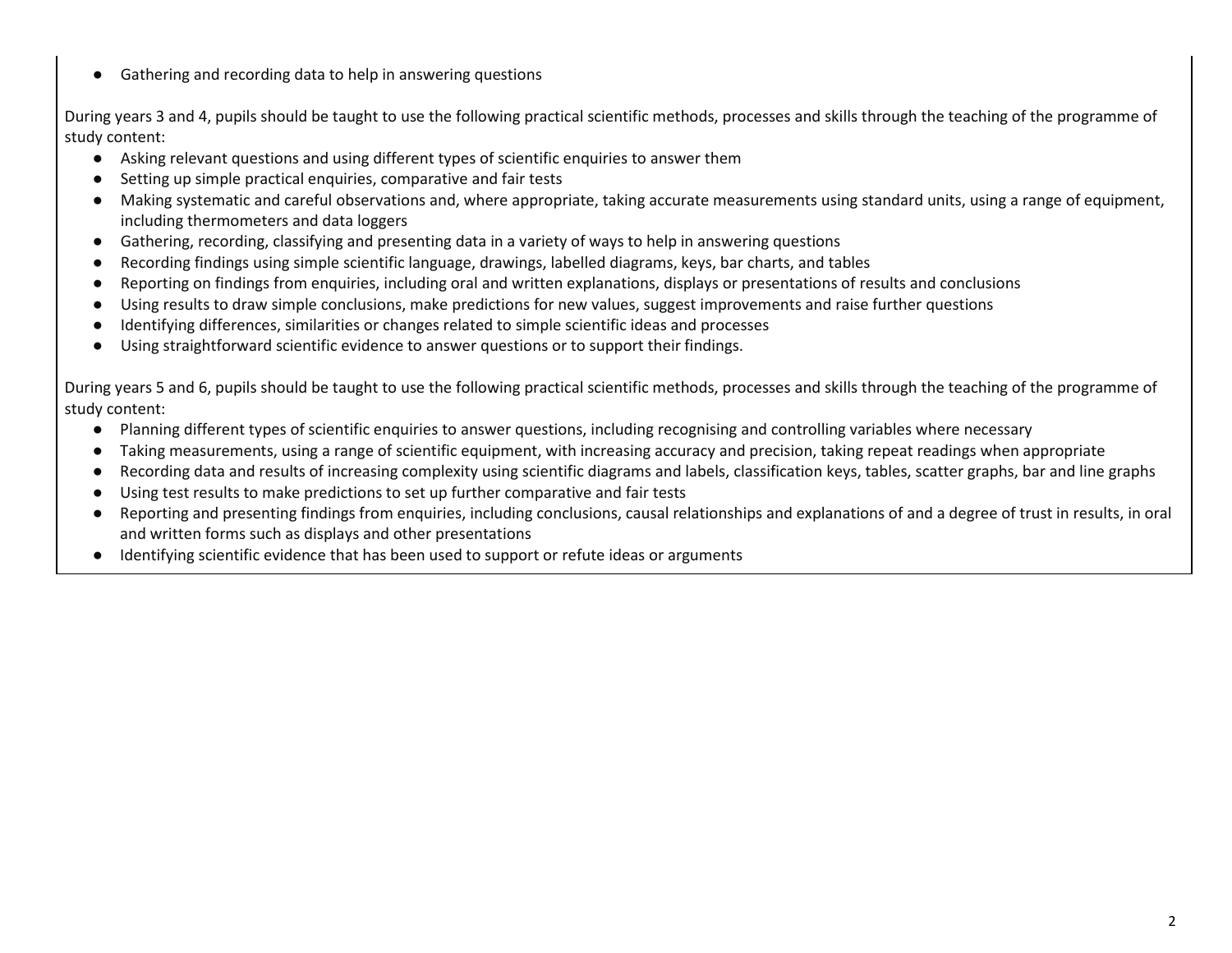- Gathering and recording data to help in answering questions

During years 3 and 4, pupils should be taught to use the following practical scientific methods, processes and skills through the teaching of the programme of study content:

- Asking relevant questions and using different types of scientific enquiries to answer them
- Setting up simple practical enquiries, comparative and fair tests
- Making systematic and careful observations and, where appropriate, taking accurate measurements using standard units, using a range of equipment, including thermometers and data loggers
- Gathering, recording, classifying and presenting data in a variety of ways to help in answering questions
- Recording findings using simple scientific language, drawings, labelled diagrams, keys, bar charts, and tables
- Reporting on findings from enquiries, including oral and written explanations, displays or presentations of results and conclusions
- Using results to draw simple conclusions, make predictions for new values, suggest improvements and raise further questions
- Identifying differences, similarities or changes related to simple scientific ideas and processes
- Using straightforward scientific evidence to answer questions or to support their findings.

During years 5 and 6, pupils should be taught to use the following practical scientific methods, processes and skills through the teaching of the programme of study content:

- Planning different types of scientific enquiries to answer questions, including recognising and controlling variables where necessary
- Taking measurements, using a range of scientific equipment, with increasing accuracy and precision, taking repeat readings when appropriate
- Recording data and results of increasing complexity using scientific diagrams and labels, classification keys, tables, scatter graphs, bar and line graphs
- Using test results to make predictions to set up further comparative and fair tests
- Reporting and presenting findings from enquiries, including conclusions, causal relationships and explanations of and a degree of trust in results, in oral and written forms such as displays and other presentations
- Identifying scientific evidence that has been used to support or refute ideas or arguments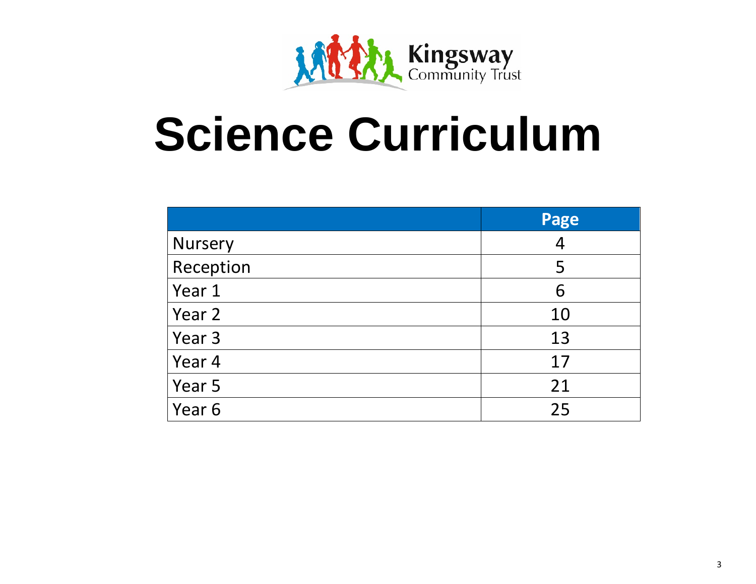Kingsway Community Trust

# Science Curriculum

| | Page |
|---|---|
| Nursery | 4 |
| Reception | 5 |
| Year 1 | 6 |
| Year 2 | 10 |
| Year 3 | 13 |
| Year 4 | 17 |
| Year 5 | 21 |
| Year 6 | 25 |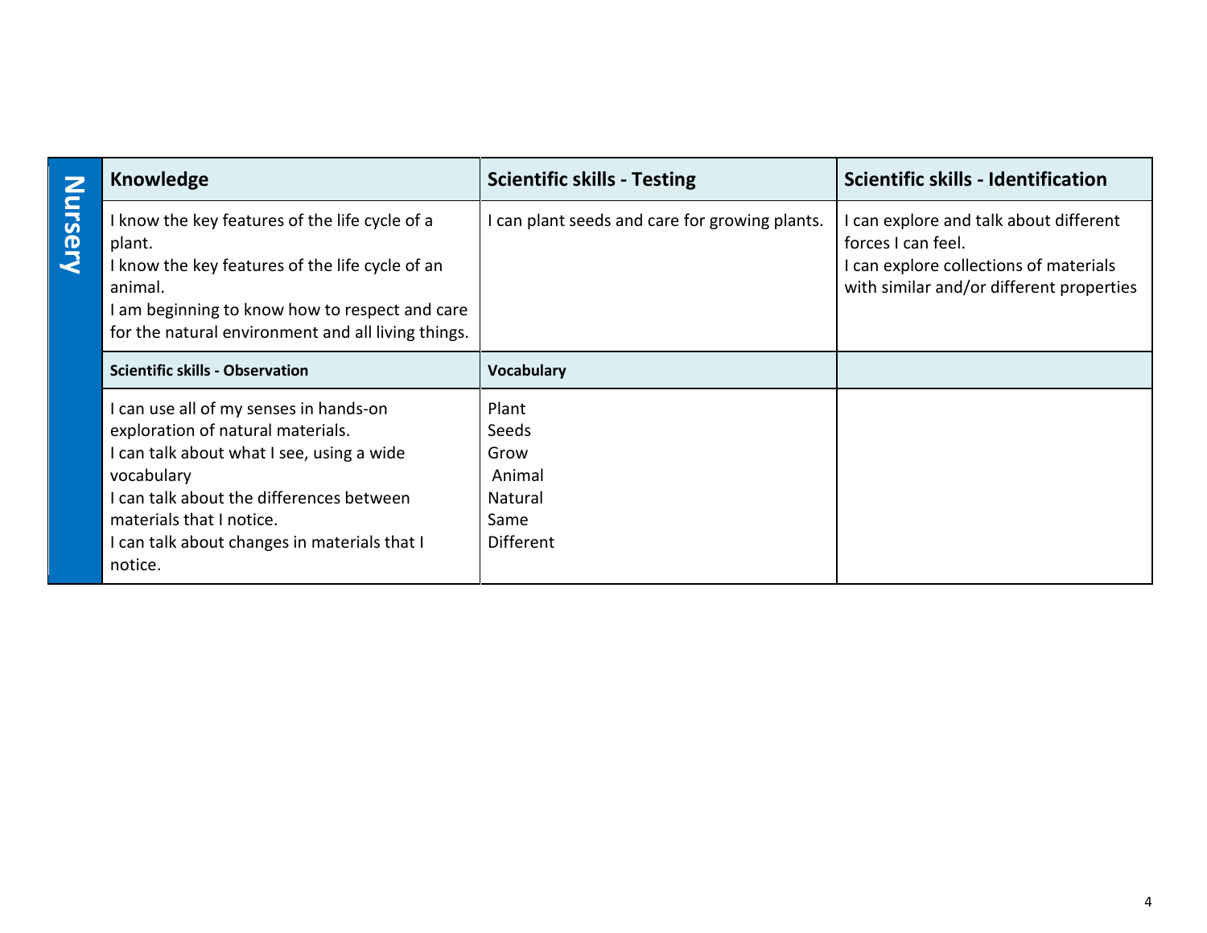| Nursery | Knowledge | Scientific skills - Testing | Scientific skills - Identification |
|---|---|---|---|
| | I know the key features of the life cycle of a plant.<br>I know the key features of the life cycle of an animal.<br>I am beginning to know how to respect and care for the natural environment and all living things. | I can plant seeds and care for growing plants. | I can explore and talk about different forces I can feel.<br>I can explore collections of materials with similar and/or different properties |
| | **Scientific skills - Observation** | **Vocabulary** | |
| | I can use all of my senses in hands-on exploration of natural materials.<br>I can talk about what I see, using a wide vocabulary<br>I can talk about the differences between materials that I notice.<br>I can talk about changes in materials that I notice. | Plant<br>Seeds<br>Grow<br>Animal<br>Natural<br>Same<br>Different | |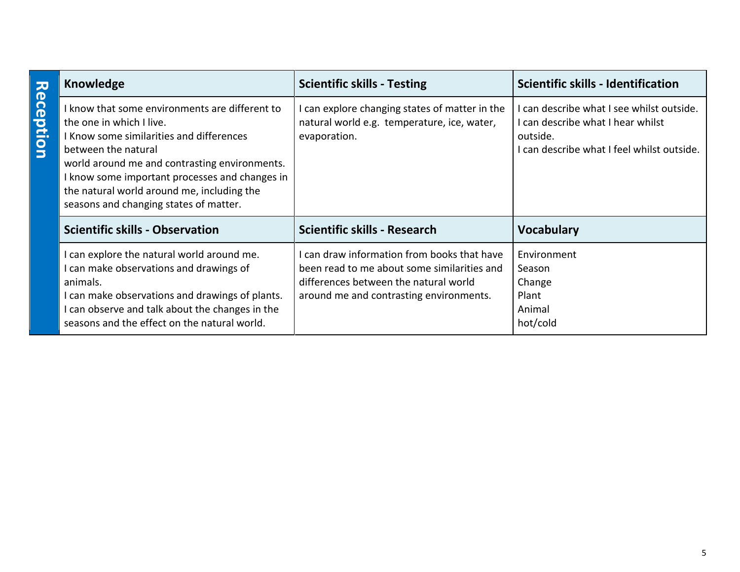## Reception

| Knowledge | Scientific skills - Testing | Scientific skills - Identification |
|---|---|---|
| I know that some environments are different to the one in which I live.<br>I Know some similarities and differences between the natural world around me and contrasting environments.<br>I know some important processes and changes in the natural world around me, including the seasons and changing states of matter. | I can explore changing states of matter in the natural world e.g. temperature, ice, water, evaporation. | I can describe what I see whilst outside.<br>I can describe what I hear whilst outside.<br>I can describe what I feel whilst outside. |
| **Scientific skills - Observation** | **Scientific skills - Research** | **Vocabulary** |
| I can explore the natural world around me.<br>I can make observations and drawings of animals.<br>I can make observations and drawings of plants.<br>I can observe and talk about the changes in the seasons and the effect on the natural world. | I can draw information from books that have been read to me about some similarities and differences between the natural world around me and contrasting environments. | Environment<br>Season<br>Change<br>Plant<br>Animal<br>hot/cold |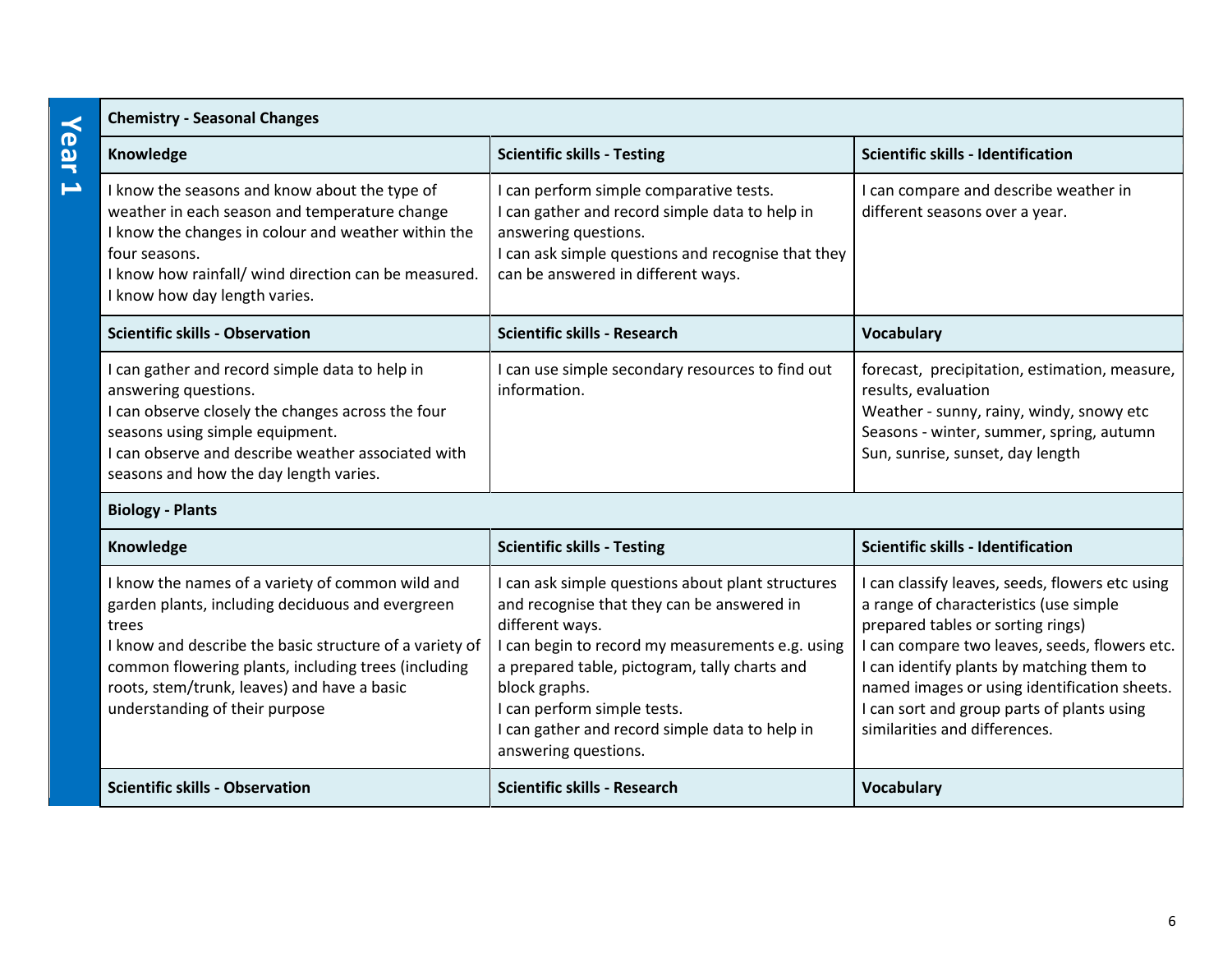# Year 1

## Chemistry - Seasonal Changes

| Knowledge | Scientific skills - Testing | Scientific skills - Identification |
|---|---|---|
| I know the seasons and know about the type of weather in each season and temperature change<br>I know the changes in colour and weather within the four seasons.<br>I know how rainfall/ wind direction can be measured.<br>I know how day length varies. | I can perform simple comparative tests.<br>I can gather and record simple data to help in answering questions.<br>I can ask simple questions and recognise that they can be answered in different ways. | I can compare and describe weather in different seasons over a year. |
| **Scientific skills - Observation** | **Scientific skills - Research** | **Vocabulary** |
| I can gather and record simple data to help in answering questions.<br>I can observe closely the changes across the four seasons using simple equipment.<br>I can observe and describe weather associated with seasons and how the day length varies. | I can use simple secondary resources to find out information. | forecast, precipitation, estimation, measure, results, evaluation<br>Weather - sunny, rainy, windy, snowy etc<br>Seasons - winter, summer, spring, autumn<br>Sun, sunrise, sunset, day length |

## Biology - Plants

| Knowledge | Scientific skills - Testing | Scientific skills - Identification |
|---|---|---|
| I know the names of a variety of common wild and garden plants, including deciduous and evergreen trees<br>I know and describe the basic structure of a variety of common flowering plants, including trees (including roots, stem/trunk, leaves) and have a basic understanding of their purpose | I can ask simple questions about plant structures and recognise that they can be answered in different ways.<br>I can begin to record my measurements e.g. using a prepared table, pictogram, tally charts and block graphs.<br>I can perform simple tests.<br>I can gather and record simple data to help in answering questions. | I can classify leaves, seeds, flowers etc using a range of characteristics (use simple prepared tables or sorting rings)<br>I can compare two leaves, seeds, flowers etc.<br>I can identify plants by matching them to named images or using identification sheets.<br>I can sort and group parts of plants using similarities and differences. |
| **Scientific skills - Observation** | **Scientific skills - Research** | **Vocabulary** |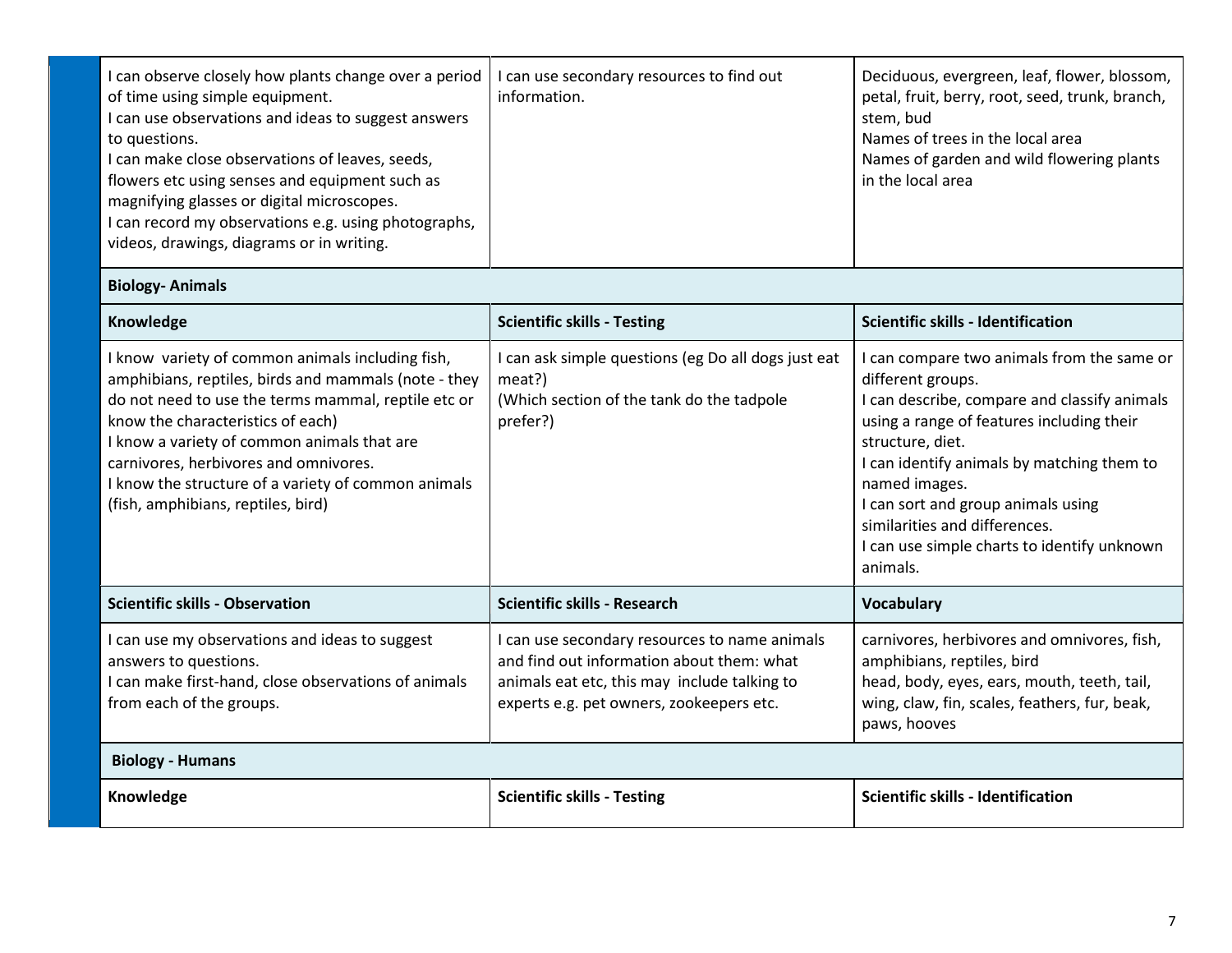| | | |
|---|---|---|
| I can observe closely how plants change over a period of time using simple equipment.<br>I can use observations and ideas to suggest answers to questions.<br>I can make close observations of leaves, seeds, flowers etc using senses and equipment such as magnifying glasses or digital microscopes.<br>I can record my observations e.g. using photographs, videos, drawings, diagrams or in writing. | I can use secondary resources to find out information. | Deciduous, evergreen, leaf, flower, blossom, petal, fruit, berry, root, seed, trunk, branch, stem, bud<br>Names of trees in the local area<br>Names of garden and wild flowering plants in the local area |
| **Biology- Animals** | | |
| **Knowledge** | **Scientific skills - Testing** | **Scientific skills - Identification** |
| I know variety of common animals including fish, amphibians, reptiles, birds and mammals (note - they do not need to use the terms mammal, reptile etc or know the characteristics of each)<br>I know a variety of common animals that are carnivores, herbivores and omnivores.<br>I know the structure of a variety of common animals (fish, amphibians, reptiles, bird) | I can ask simple questions (eg Do all dogs just eat meat?)<br>(Which section of the tank do the tadpole prefer?) | I can compare two animals from the same or different groups.<br>I can describe, compare and classify animals using a range of features including their structure, diet.<br>I can identify animals by matching them to named images.<br>I can sort and group animals using similarities and differences.<br>I can use simple charts to identify unknown animals. |
| **Scientific skills - Observation** | **Scientific skills - Research** | **Vocabulary** |
| I can use my observations and ideas to suggest answers to questions.<br>I can make first-hand, close observations of animals from each of the groups. | I can use secondary resources to name animals and find out information about them: what animals eat etc, this may include talking to experts e.g. pet owners, zookeepers etc. | carnivores, herbivores and omnivores, fish, amphibians, reptiles, bird<br>head, body, eyes, ears, mouth, teeth, tail, wing, claw, fin, scales, feathers, fur, beak, paws, hooves |
| **Biology - Humans** | | |
| **Knowledge** | **Scientific skills - Testing** | **Scientific skills - Identification** |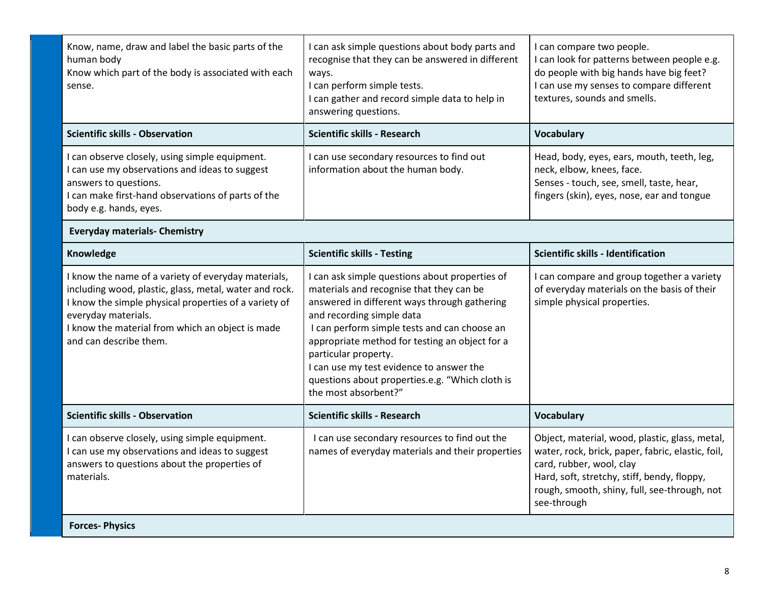| | | |
|---|---|---|
| Know, name, draw and label the basic parts of the human body<br>Know which part of the body is associated with each sense. | I can ask simple questions about body parts and recognise that they can be answered in different ways.<br>I can perform simple tests.<br>I can gather and record simple data to help in answering questions. | I can compare two people.<br>I can look for patterns between people e.g. do people with big hands have big feet?<br>I can use my senses to compare different textures, sounds and smells. |
| **Scientific skills - Observation** | **Scientific skills - Research** | **Vocabulary** |
| I can observe closely, using simple equipment.<br>I can use my observations and ideas to suggest answers to questions.<br>I can make first-hand observations of parts of the body e.g. hands, eyes. | I can use secondary resources to find out information about the human body. | Head, body, eyes, ears, mouth, teeth, leg, neck, elbow, knees, face.<br>Senses - touch, see, smell, taste, hear, fingers (skin), eyes, nose, ear and tongue |
| **Everyday materials- Chemistry** | | |
| **Knowledge** | **Scientific skills - Testing** | **Scientific skills - Identification** |
| I know the name of a variety of everyday materials, including wood, plastic, glass, metal, water and rock.<br>I know the simple physical properties of a variety of everyday materials.<br>I know the material from which an object is made and can describe them. | I can ask simple questions about properties of materials and recognise that they can be answered in different ways through gathering and recording simple data<br>I can perform simple tests and can choose an appropriate method for testing an object for a particular property.<br>I can use my test evidence to answer the questions about properties.e.g. "Which cloth is the most absorbent?" | I can compare and group together a variety of everyday materials on the basis of their simple physical properties. |
| **Scientific skills - Observation** | **Scientific skills - Research** | **Vocabulary** |
| I can observe closely, using simple equipment.<br>I can use my observations and ideas to suggest answers to questions about the properties of materials. | I can use secondary resources to find out the names of everyday materials and their properties | Object, material, wood, plastic, glass, metal, water, rock, brick, paper, fabric, elastic, foil, card, rubber, wool, clay<br>Hard, soft, stretchy, stiff, bendy, floppy, rough, smooth, shiny, full, see-through, not see-through |
| **Forces- Physics** | | |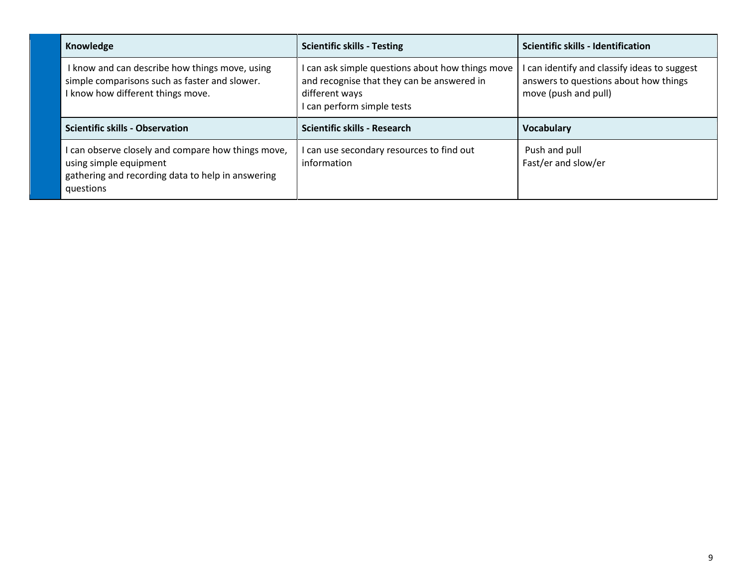| Knowledge | Scientific skills - Testing | Scientific skills - Identification |
|---|---|---|
| I know and can describe how things move, using simple comparisons such as faster and slower.<br>I know how different things move. | I can ask simple questions about how things move and recognise that they can be answered in different ways<br>I can perform simple tests | I can identify and classify ideas to suggest answers to questions about how things move (push and pull) |
| **Scientific skills - Observation** | **Scientific skills - Research** | **Vocabulary** |
| I can observe closely and compare how things move, using simple equipment<br>gathering and recording data to help in answering questions | I can use secondary resources to find out information | Push and pull<br>Fast/er and slow/er |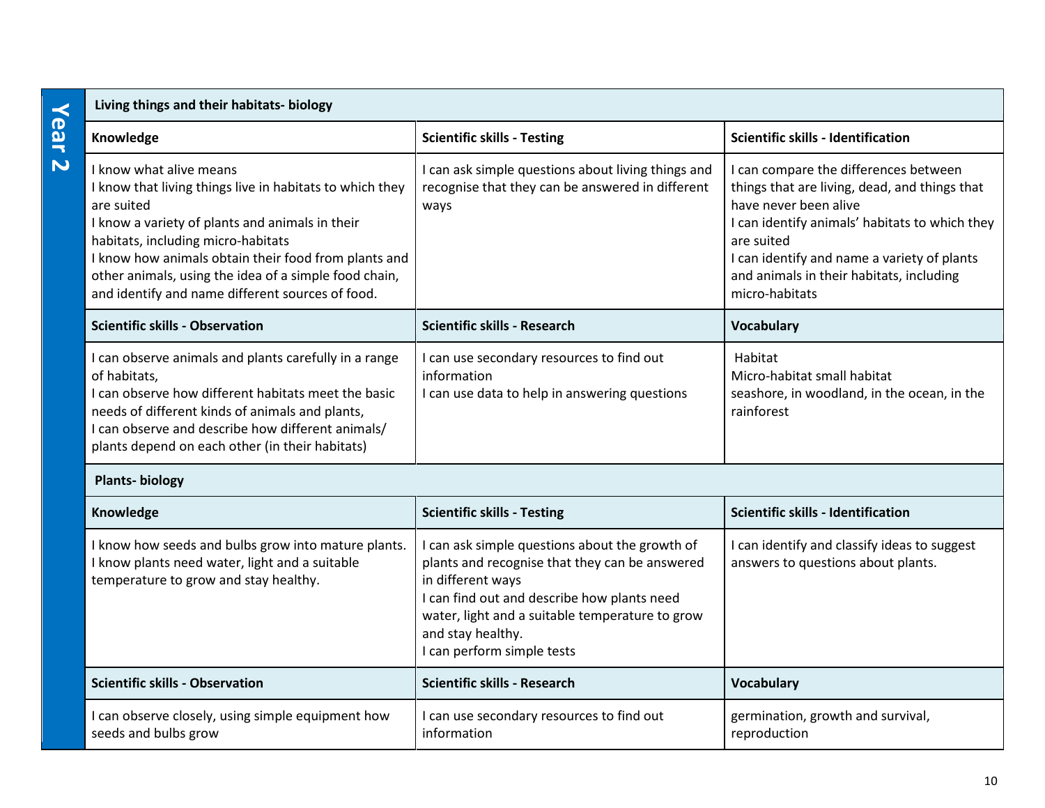## Year 2

| Living things and their habitats- biology | | |
|---|---|---|
| **Knowledge** | **Scientific skills - Testing** | **Scientific skills - Identification** |
| I know what alive means<br>I know that living things live in habitats to which they are suited<br>I know a variety of plants and animals in their habitats, including micro-habitats<br>I know how animals obtain their food from plants and other animals, using the idea of a simple food chain, and identify and name different sources of food. | I can ask simple questions about living things and recognise that they can be answered in different ways | I can compare the differences between things that are living, dead, and things that have never been alive<br>I can identify animals' habitats to which they are suited<br>I can identify and name a variety of plants and animals in their habitats, including micro-habitats |
| **Scientific skills - Observation** | **Scientific skills - Research** | **Vocabulary** |
| I can observe animals and plants carefully in a range of habitats,<br>I can observe how different habitats meet the basic needs of different kinds of animals and plants,<br>I can observe and describe how different animals/ plants depend on each other (in their habitats) | I can use secondary resources to find out information<br>I can use data to help in answering questions | Habitat<br>Micro-habitat small habitat<br>seashore, in woodland, in the ocean, in the rainforest |

| Plants- biology | | |
|---|---|---|
| **Knowledge** | **Scientific skills - Testing** | **Scientific skills - Identification** |
| I know how seeds and bulbs grow into mature plants.<br>I know plants need water, light and a suitable temperature to grow and stay healthy. | I can ask simple questions about the growth of plants and recognise that they can be answered in different ways<br>I can find out and describe how plants need water, light and a suitable temperature to grow and stay healthy.<br>I can perform simple tests | I can identify and classify ideas to suggest answers to questions about plants. |
| **Scientific skills - Observation** | **Scientific skills - Research** | **Vocabulary** |
| I can observe closely, using simple equipment how seeds and bulbs grow | I can use secondary resources to find out information | germination, growth and survival, reproduction |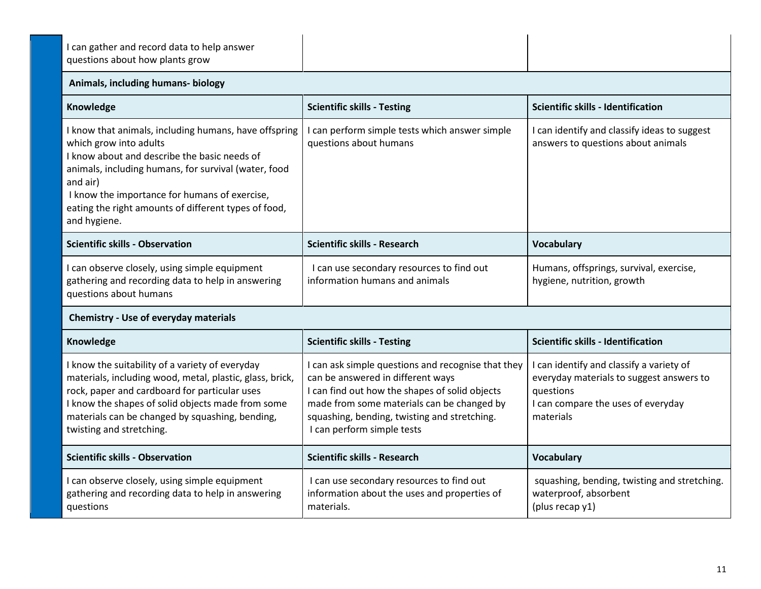| | | |
|---|---|---|
| I can gather and record data to help answer questions about how plants grow | | |
| **Animals, including humans- biology** | | |
| **Knowledge** | **Scientific skills - Testing** | **Scientific skills - Identification** |
| I know that animals, including humans, have offspring which grow into adults<br>I know about and describe the basic needs of animals, including humans, for survival (water, food and air)<br>I know the importance for humans of exercise, eating the right amounts of different types of food, and hygiene. | I can perform simple tests which answer simple questions about humans | I can identify and classify ideas to suggest answers to questions about animals |
| **Scientific skills - Observation** | **Scientific skills - Research** | **Vocabulary** |
| I can observe closely, using simple equipment gathering and recording data to help in answering questions about humans | I can use secondary resources to find out information humans and animals | Humans, offsprings, survival, exercise, hygiene, nutrition, growth |
| **Chemistry - Use of everyday materials** | | |
| **Knowledge** | **Scientific skills - Testing** | **Scientific skills - Identification** |
| I know the suitability of a variety of everyday materials, including wood, metal, plastic, glass, brick, rock, paper and cardboard for particular uses<br>I know the shapes of solid objects made from some materials can be changed by squashing, bending, twisting and stretching. | I can ask simple questions and recognise that they can be answered in different ways<br>I can find out how the shapes of solid objects made from some materials can be changed by squashing, bending, twisting and stretching.<br>I can perform simple tests | I can identify and classify a variety of everyday materials to suggest answers to questions<br>I can compare the uses of everyday materials |
| **Scientific skills - Observation** | **Scientific skills - Research** | **Vocabulary** |
| I can observe closely, using simple equipment gathering and recording data to help in answering questions | I can use secondary resources to find out information about the uses and properties of materials. | squashing, bending, twisting and stretching.<br>waterproof, absorbent<br>(plus recap y1) |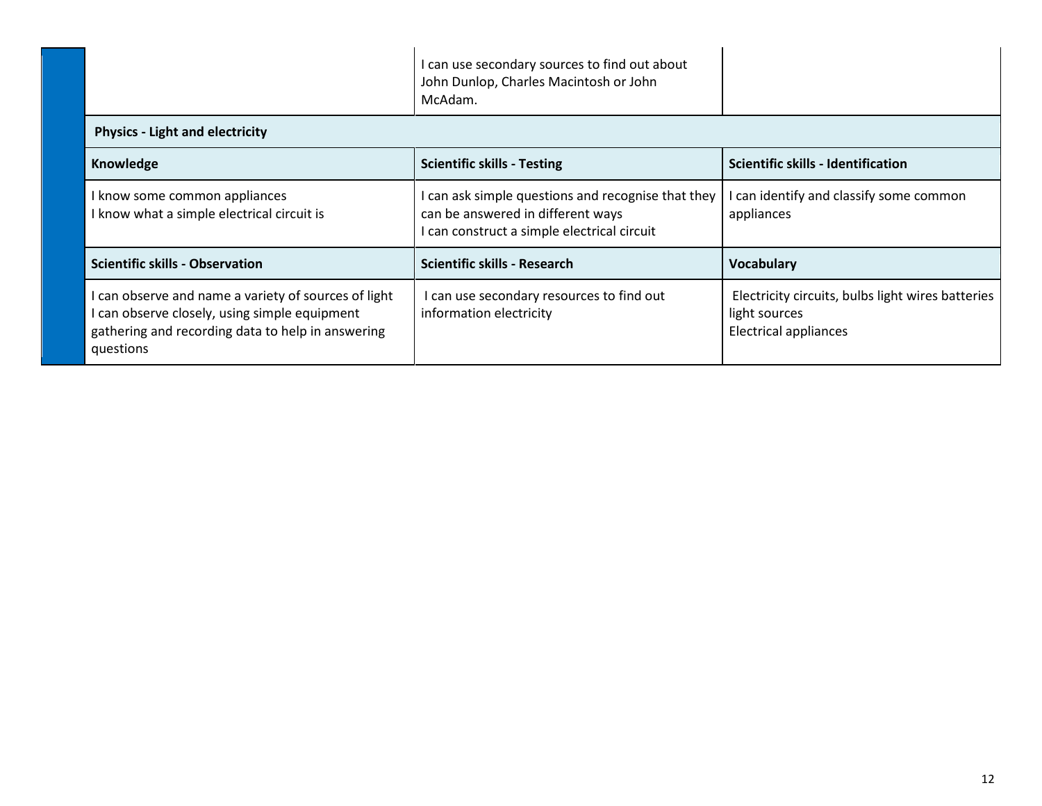| | | |
|---|---|---|
| | I can use secondary sources to find out about John Dunlop, Charles Macintosh or John McAdam. | |
| **Physics - Light and electricity** | | |
| **Knowledge** | **Scientific skills - Testing** | **Scientific skills - Identification** |
| I know some common appliances<br>I know what a simple electrical circuit is | I can ask simple questions and recognise that they can be answered in different ways<br>I can construct a simple electrical circuit | I can identify and classify some common appliances |
| **Scientific skills - Observation** | **Scientific skills - Research** | **Vocabulary** |
| I can observe and name a variety of sources of light<br>I can observe closely, using simple equipment gathering and recording data to help in answering questions | I can use secondary resources to find out information electricity | Electricity circuits, bulbs light wires batteries light sources<br>Electrical appliances |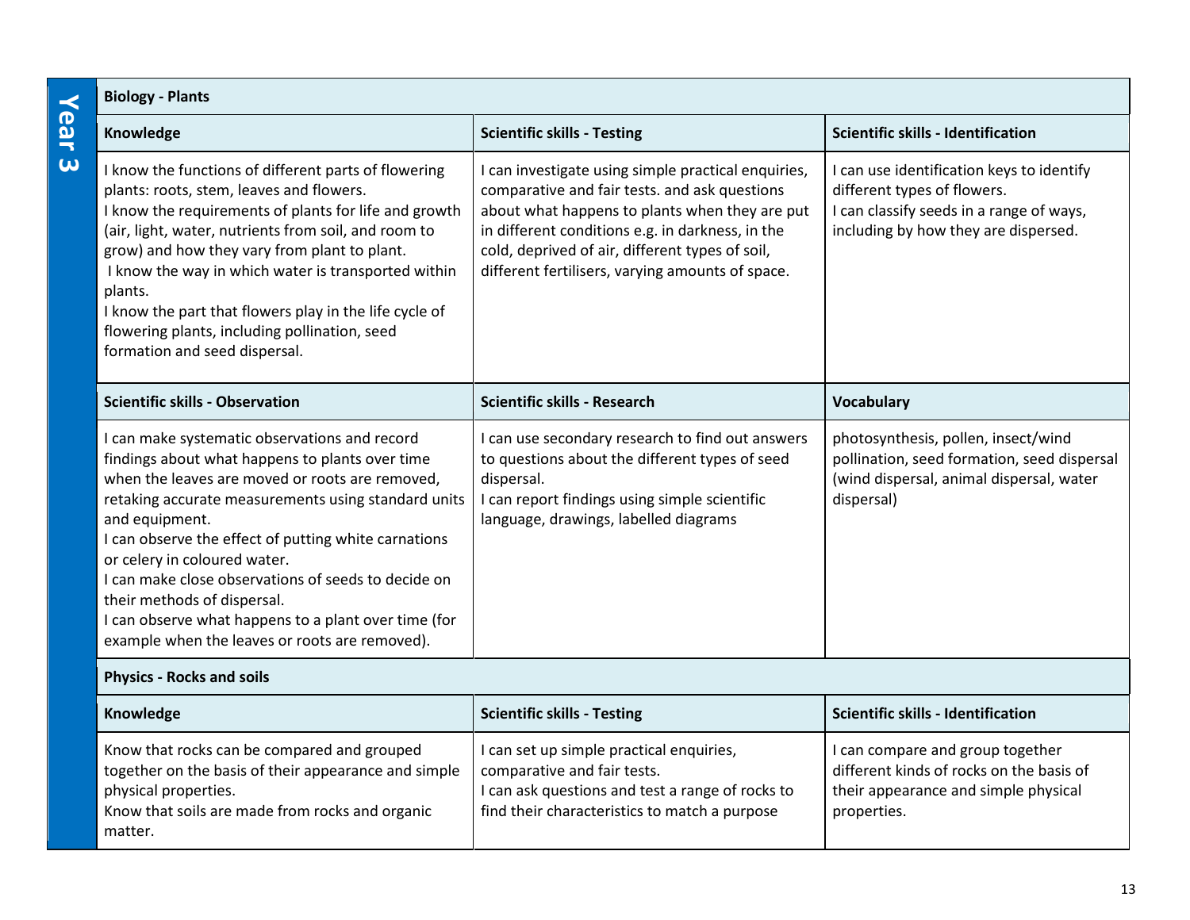## Year 3

| **Biology - Plants** | | |
|---|---|---|
| **Knowledge** | **Scientific skills - Testing** | **Scientific skills - Identification** |
| I know the functions of different parts of flowering plants: roots, stem, leaves and flowers.<br>I know the requirements of plants for life and growth (air, light, water, nutrients from soil, and room to grow) and how they vary from plant to plant.<br>I know the way in which water is transported within plants.<br>I know the part that flowers play in the life cycle of flowering plants, including pollination, seed formation and seed dispersal. | I can investigate using simple practical enquiries, comparative and fair tests. and ask questions about what happens to plants when they are put in different conditions e.g. in darkness, in the cold, deprived of air, different types of soil, different fertilisers, varying amounts of space. | I can use identification keys to identify different types of flowers.<br>I can classify seeds in a range of ways, including by how they are dispersed. |
| **Scientific skills - Observation** | **Scientific skills - Research** | **Vocabulary** |
| I can make systematic observations and record findings about what happens to plants over time when the leaves are moved or roots are removed, retaking accurate measurements using standard units and equipment.<br>I can observe the effect of putting white carnations or celery in coloured water.<br>I can make close observations of seeds to decide on their methods of dispersal.<br>I can observe what happens to a plant over time (for example when the leaves or roots are removed). | I can use secondary research to find out answers to questions about the different types of seed dispersal.<br>I can report findings using simple scientific language, drawings, labelled diagrams | photosynthesis, pollen, insect/wind pollination, seed formation, seed dispersal (wind dispersal, animal dispersal, water dispersal) |

| **Physics - Rocks and soils** | | |
|---|---|---|
| **Knowledge** | **Scientific skills - Testing** | **Scientific skills - Identification** |
| Know that rocks can be compared and grouped together on the basis of their appearance and simple physical properties.<br>Know that soils are made from rocks and organic matter. | I can set up simple practical enquiries, comparative and fair tests.<br>I can ask questions and test a range of rocks to find their characteristics to match a purpose | I can compare and group together different kinds of rocks on the basis of their appearance and simple physical properties. |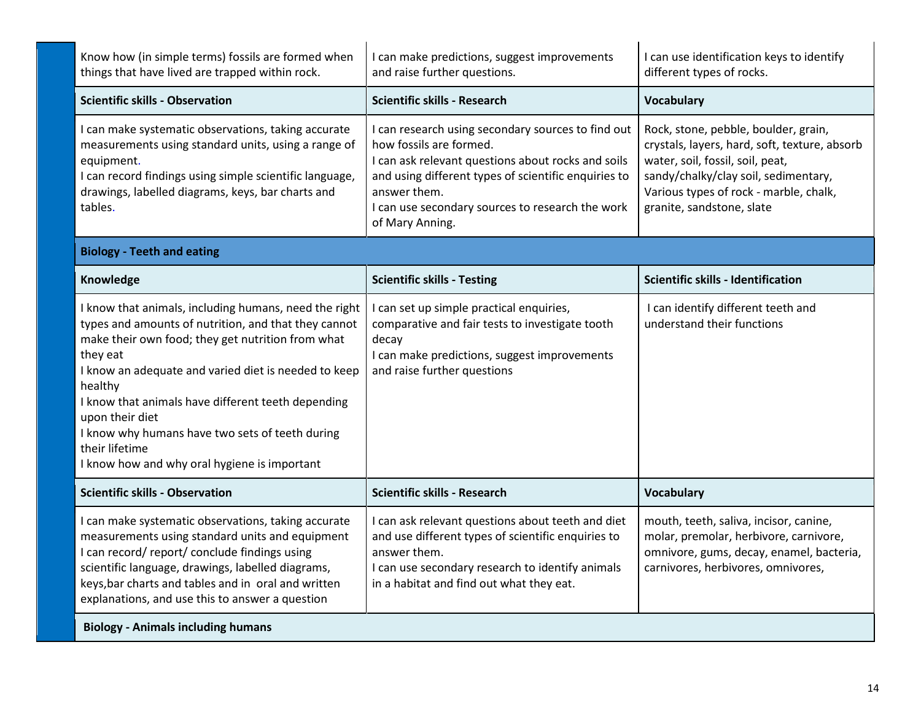| | | |
|---|---|---|
| Know how (in simple terms) fossils are formed when things that have lived are trapped within rock. | I can make predictions, suggest improvements and raise further questions. | I can use identification keys to identify different types of rocks. |
| **Scientific skills - Observation** | **Scientific skills - Research** | **Vocabulary** |
| I can make systematic observations, taking accurate measurements using standard units, using a range of equipment.<br>I can record findings using simple scientific language, drawings, labelled diagrams, keys, bar charts and tables. | I can research using secondary sources to find out how fossils are formed.<br>I can ask relevant questions about rocks and soils and using different types of scientific enquiries to answer them.<br>I can use secondary sources to research the work of Mary Anning. | Rock, stone, pebble, boulder, grain, crystals, layers, hard, soft, texture, absorb water, soil, fossil, soil, peat, sandy/chalky/clay soil, sedimentary, Various types of rock - marble, chalk, granite, sandstone, slate |
| **Biology - Teeth and eating** | | |
| **Knowledge** | **Scientific skills - Testing** | **Scientific skills - Identification** |
| I know that animals, including humans, need the right types and amounts of nutrition, and that they cannot make their own food; they get nutrition from what they eat<br>I know an adequate and varied diet is needed to keep healthy<br>I know that animals have different teeth depending upon their diet<br>I know why humans have two sets of teeth during their lifetime<br>I know how and why oral hygiene is important | I can set up simple practical enquiries, comparative and fair tests to investigate tooth decay<br>I can make predictions, suggest improvements and raise further questions | I can identify different teeth and understand their functions |
| **Scientific skills - Observation** | **Scientific skills - Research** | **Vocabulary** |
| I can make systematic observations, taking accurate measurements using standard units and equipment<br>I can record/ report/ conclude findings using scientific language, drawings, labelled diagrams, keys,bar charts and tables and in oral and written explanations, and use this to answer a question | I can ask relevant questions about teeth and diet and use different types of scientific enquiries to answer them.<br>I can use secondary research to identify animals in a habitat and find out what they eat. | mouth, teeth, saliva, incisor, canine, molar, premolar, herbivore, carnivore, omnivore, gums, decay, enamel, bacteria, carnivores, herbivores, omnivores, |
| **Biology - Animals including humans** | | |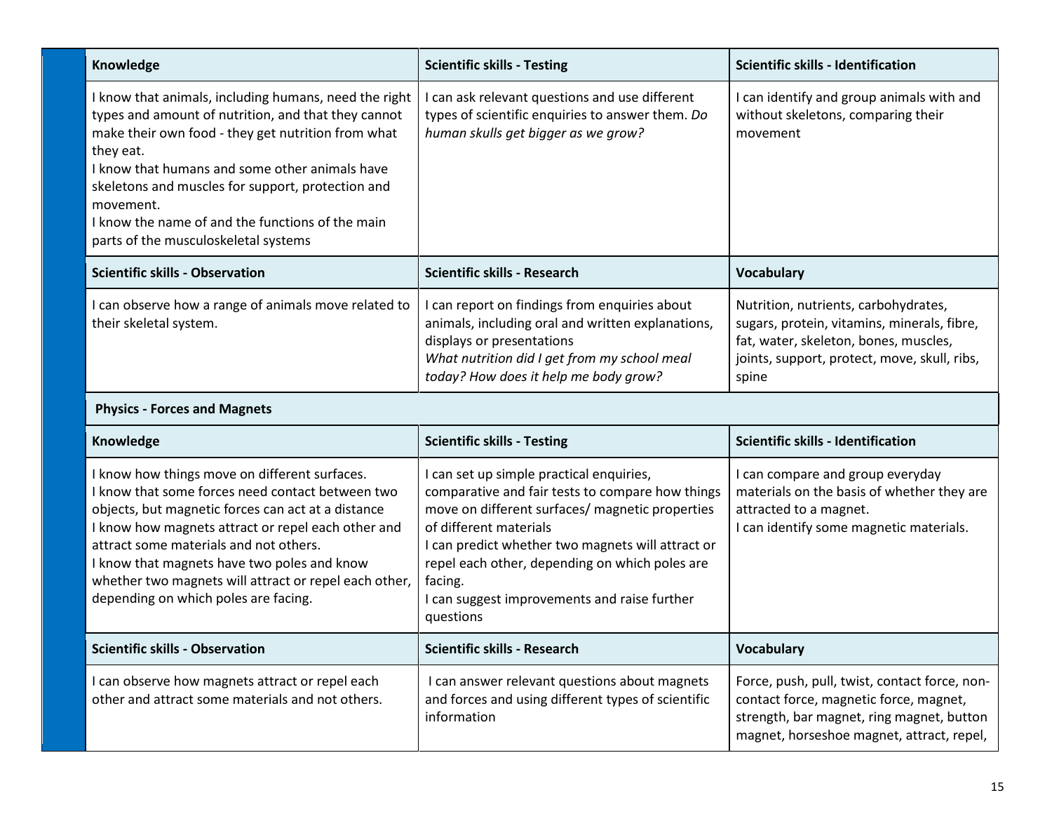| Knowledge | Scientific skills - Testing | Scientific skills - Identification |
|---|---|---|
| I know that animals, including humans, need the right types and amount of nutrition, and that they cannot make their own food - they get nutrition from what they eat.<br>I know that humans and some other animals have skeletons and muscles for support, protection and movement.<br>I know the name of and the functions of the main parts of the musculoskeletal systems | I can ask relevant questions and use different types of scientific enquiries to answer them. *Do human skulls get bigger as we grow?* | I can identify and group animals with and without skeletons, comparing their movement |
| **Scientific skills - Observation** | **Scientific skills - Research** | **Vocabulary** |
| I can observe how a range of animals move related to their skeletal system. | I can report on findings from enquiries about animals, including oral and written explanations, displays or presentations<br>*What nutrition did I get from my school meal today? How does it help me body grow?* | Nutrition, nutrients, carbohydrates, sugars, protein, vitamins, minerals, fibre, fat, water, skeleton, bones, muscles, joints, support, protect, move, skull, ribs, spine |

**Physics - Forces and Magnets**

| Knowledge | Scientific skills - Testing | Scientific skills - Identification |
|---|---|---|
| I know how things move on different surfaces.<br>I know that some forces need contact between two objects, but magnetic forces can act at a distance<br>I know how magnets attract or repel each other and attract some materials and not others.<br>I know that magnets have two poles and know whether two magnets will attract or repel each other, depending on which poles are facing. | I can set up simple practical enquiries, comparative and fair tests to compare how things move on different surfaces/ magnetic properties of different materials<br>I can predict whether two magnets will attract or repel each other, depending on which poles are facing.<br>I can suggest improvements and raise further questions | I can compare and group everyday materials on the basis of whether they are attracted to a magnet.<br>I can identify some magnetic materials. |
| **Scientific skills - Observation** | **Scientific skills - Research** | **Vocabulary** |
| I can observe how magnets attract or repel each other and attract some materials and not others. | I can answer relevant questions about magnets and forces and using different types of scientific information | Force, push, pull, twist, contact force, non-contact force, magnetic force, magnet, strength, bar magnet, ring magnet, button magnet, horseshoe magnet, attract, repel, |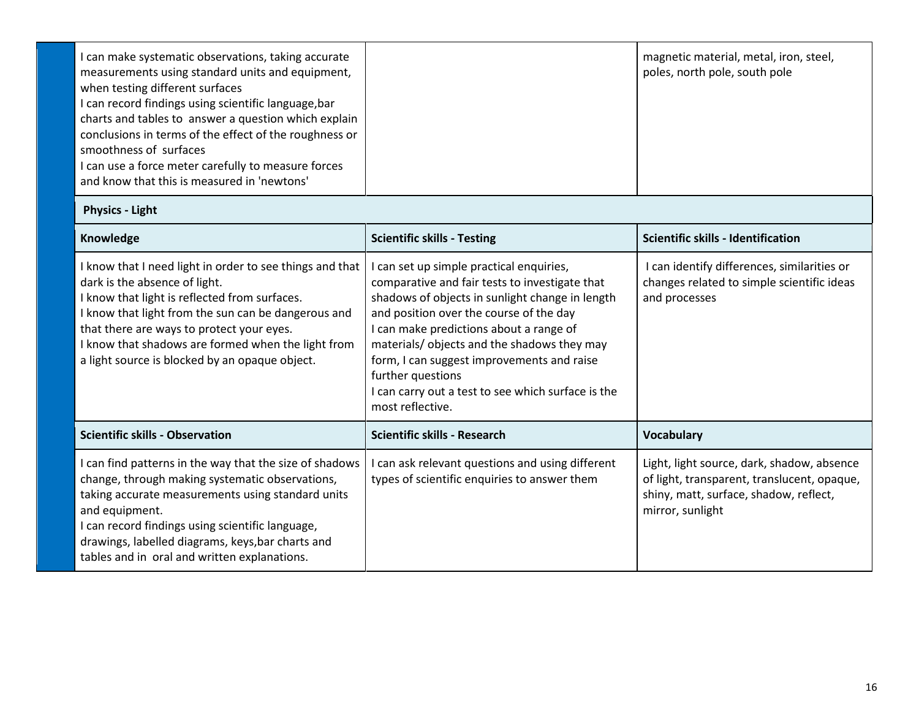| | | |
|---|---|---|
| I can make systematic observations, taking accurate measurements using standard units and equipment, when testing different surfaces<br>I can record findings using scientific language,bar charts and tables to answer a question which explain conclusions in terms of the effect of the roughness or smoothness of surfaces<br>I can use a force meter carefully to measure forces and know that this is measured in 'newtons' | | magnetic material, metal, iron, steel, poles, north pole, south pole |

**Physics - Light**

| **Knowledge** | **Scientific skills - Testing** | **Scientific skills - Identification** |
|---|---|---|
| I know that I need light in order to see things and that dark is the absence of light.<br>I know that light is reflected from surfaces.<br>I know that light from the sun can be dangerous and that there are ways to protect your eyes.<br>I know that shadows are formed when the light from a light source is blocked by an opaque object. | I can set up simple practical enquiries, comparative and fair tests to investigate that shadows of objects in sunlight change in length and position over the course of the day<br>I can make predictions about a range of materials/ objects and the shadows they may form, I can suggest improvements and raise further questions<br>I can carry out a test to see which surface is the most reflective. | I can identify differences, similarities or changes related to simple scientific ideas and processes |
| **Scientific skills - Observation** | **Scientific skills - Research** | **Vocabulary** |
| I can find patterns in the way that the size of shadows change, through making systematic observations, taking accurate measurements using standard units and equipment.<br>I can record findings using scientific language, drawings, labelled diagrams, keys,bar charts and tables and in oral and written explanations. | I can ask relevant questions and using different types of scientific enquiries to answer them | Light, light source, dark, shadow, absence of light, transparent, translucent, opaque, shiny, matt, surface, shadow, reflect, mirror, sunlight |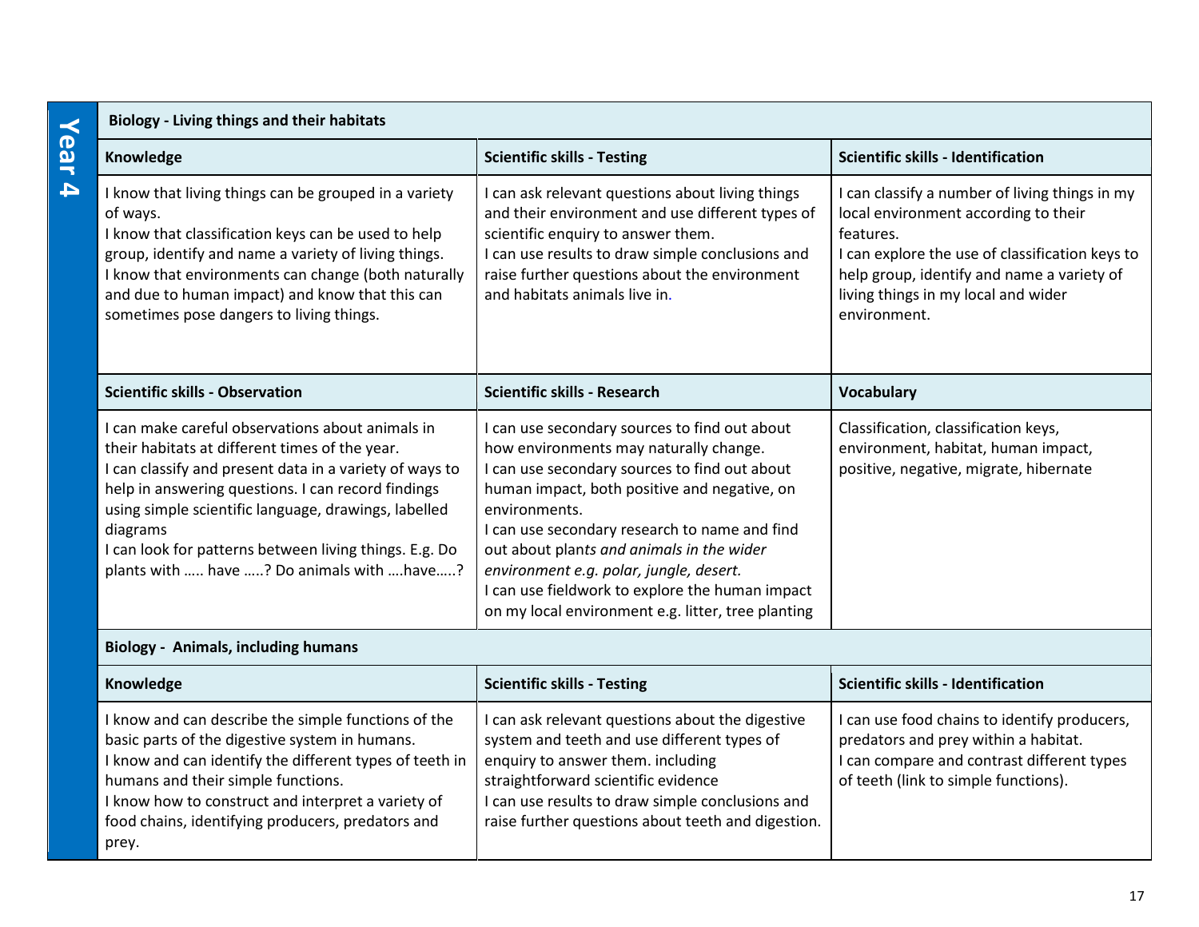# Year 4

## Biology - Living things and their habitats

| Knowledge | Scientific skills - Testing | Scientific skills - Identification |
|---|---|---|
| I know that living things can be grouped in a variety of ways.<br>I know that classification keys can be used to help group, identify and name a variety of living things.<br>I know that environments can change (both naturally and due to human impact) and know that this can sometimes pose dangers to living things. | I can ask relevant questions about living things and their environment and use different types of scientific enquiry to answer them.<br>I can use results to draw simple conclusions and raise further questions about the environment and habitats animals live in. | I can classify a number of living things in my local environment according to their features.<br>I can explore the use of classification keys to help group, identify and name a variety of living things in my local and wider environment. |
| **Scientific skills - Observation** | **Scientific skills - Research** | **Vocabulary** |
| I can make careful observations about animals in their habitats at different times of the year.<br>I can classify and present data in a variety of ways to help in answering questions. I can record findings using simple scientific language, drawings, labelled diagrams<br>I can look for patterns between living things. E.g. Do plants with ….. have …..? Do animals with ….have…..? | I can use secondary sources to find out about how environments may naturally change.<br>I can use secondary sources to find out about human impact, both positive and negative, on environments.<br>I can use secondary research to name and find out about plan*ts and animals in the wider environment e.g. polar, jungle, desert.*<br>I can use fieldwork to explore the human impact on my local environment e.g. litter, tree planting | Classification, classification keys, environment, habitat, human impact, positive, negative, migrate, hibernate |

## Biology - Animals, including humans

| Knowledge | Scientific skills - Testing | Scientific skills - Identification |
|---|---|---|
| I know and can describe the simple functions of the basic parts of the digestive system in humans.<br>I know and can identify the different types of teeth in humans and their simple functions.<br>I know how to construct and interpret a variety of food chains, identifying producers, predators and prey. | I can ask relevant questions about the digestive system and teeth and use different types of enquiry to answer them. including straightforward scientific evidence<br>I can use results to draw simple conclusions and raise further questions about teeth and digestion. | I can use food chains to identify producers, predators and prey within a habitat.<br>I can compare and contrast different types of teeth (link to simple functions). |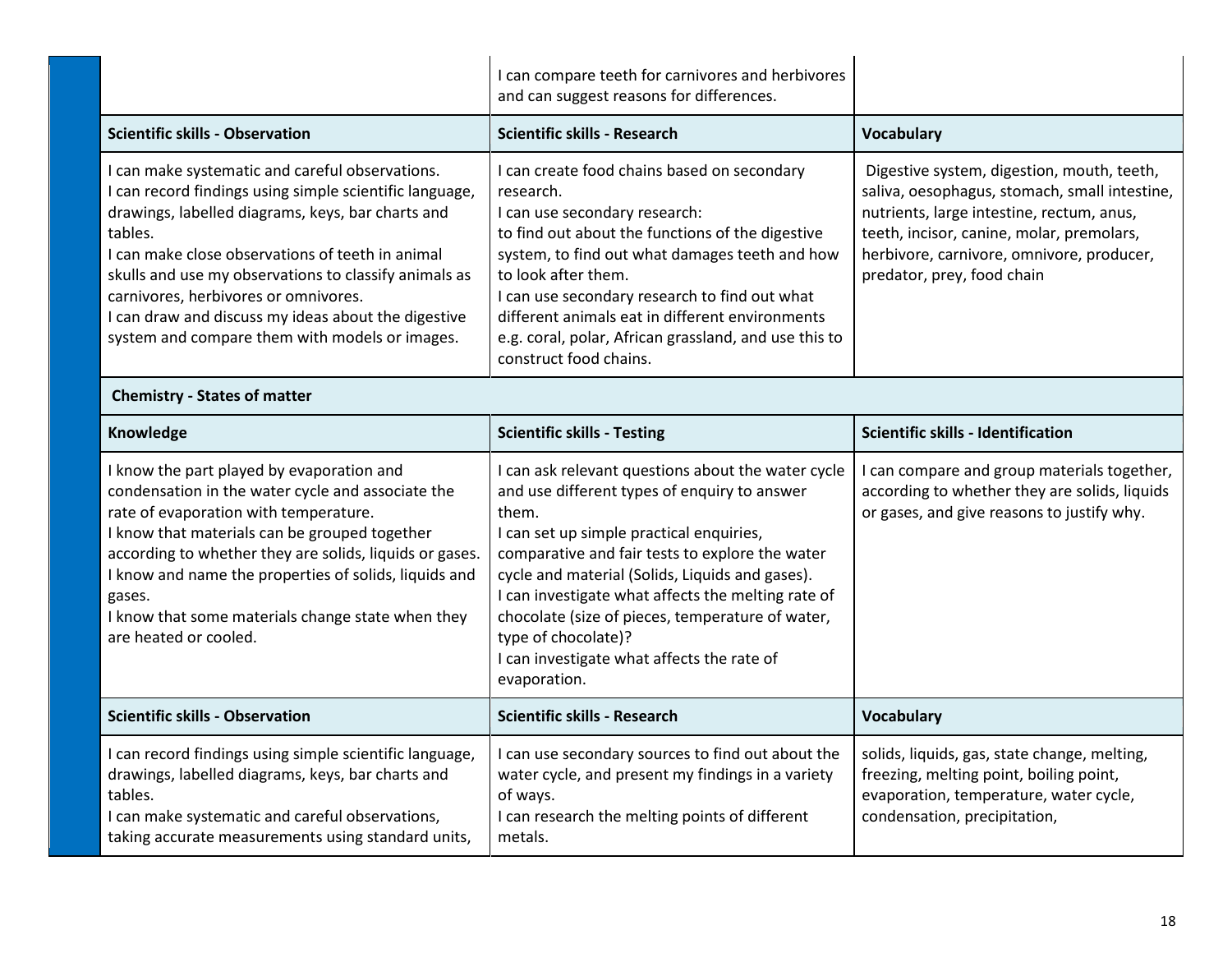| | | |
|---|---|---|
| | I can compare teeth for carnivores and herbivores and can suggest reasons for differences. | |
| **Scientific skills - Observation** | **Scientific skills - Research** | **Vocabulary** |
| I can make systematic and careful observations.<br>I can record findings using simple scientific language, drawings, labelled diagrams, keys, bar charts and tables.<br>I can make close observations of teeth in animal skulls and use my observations to classify animals as carnivores, herbivores or omnivores.<br>I can draw and discuss my ideas about the digestive system and compare them with models or images. | I can create food chains based on secondary research.<br>I can use secondary research:<br>to find out about the functions of the digestive system, to find out what damages teeth and how to look after them.<br>I can use secondary research to find out what different animals eat in different environments e.g. coral, polar, African grassland, and use this to construct food chains. | Digestive system, digestion, mouth, teeth, saliva, oesophagus, stomach, small intestine, nutrients, large intestine, rectum, anus, teeth, incisor, canine, molar, premolars, herbivore, carnivore, omnivore, producer, predator, prey, food chain |
| **Chemistry - States of matter** | | |
| **Knowledge** | **Scientific skills - Testing** | **Scientific skills - Identification** |
| I know the part played by evaporation and condensation in the water cycle and associate the rate of evaporation with temperature.<br>I know that materials can be grouped together according to whether they are solids, liquids or gases.<br>I know and name the properties of solids, liquids and gases.<br>I know that some materials change state when they are heated or cooled. | I can ask relevant questions about the water cycle and use different types of enquiry to answer them.<br>I can set up simple practical enquiries, comparative and fair tests to explore the water cycle and material (Solids, Liquids and gases).<br>I can investigate what affects the melting rate of chocolate (size of pieces, temperature of water, type of chocolate)?<br>I can investigate what affects the rate of evaporation. | I can compare and group materials together, according to whether they are solids, liquids or gases, and give reasons to justify why. |
| **Scientific skills - Observation** | **Scientific skills - Research** | **Vocabulary** |
| I can record findings using simple scientific language, drawings, labelled diagrams, keys, bar charts and tables.<br>I can make systematic and careful observations, taking accurate measurements using standard units, | I can use secondary sources to find out about the water cycle, and present my findings in a variety of ways.<br>I can research the melting points of different metals. | solids, liquids, gas, state change, melting, freezing, melting point, boiling point, evaporation, temperature, water cycle, condensation, precipitation, |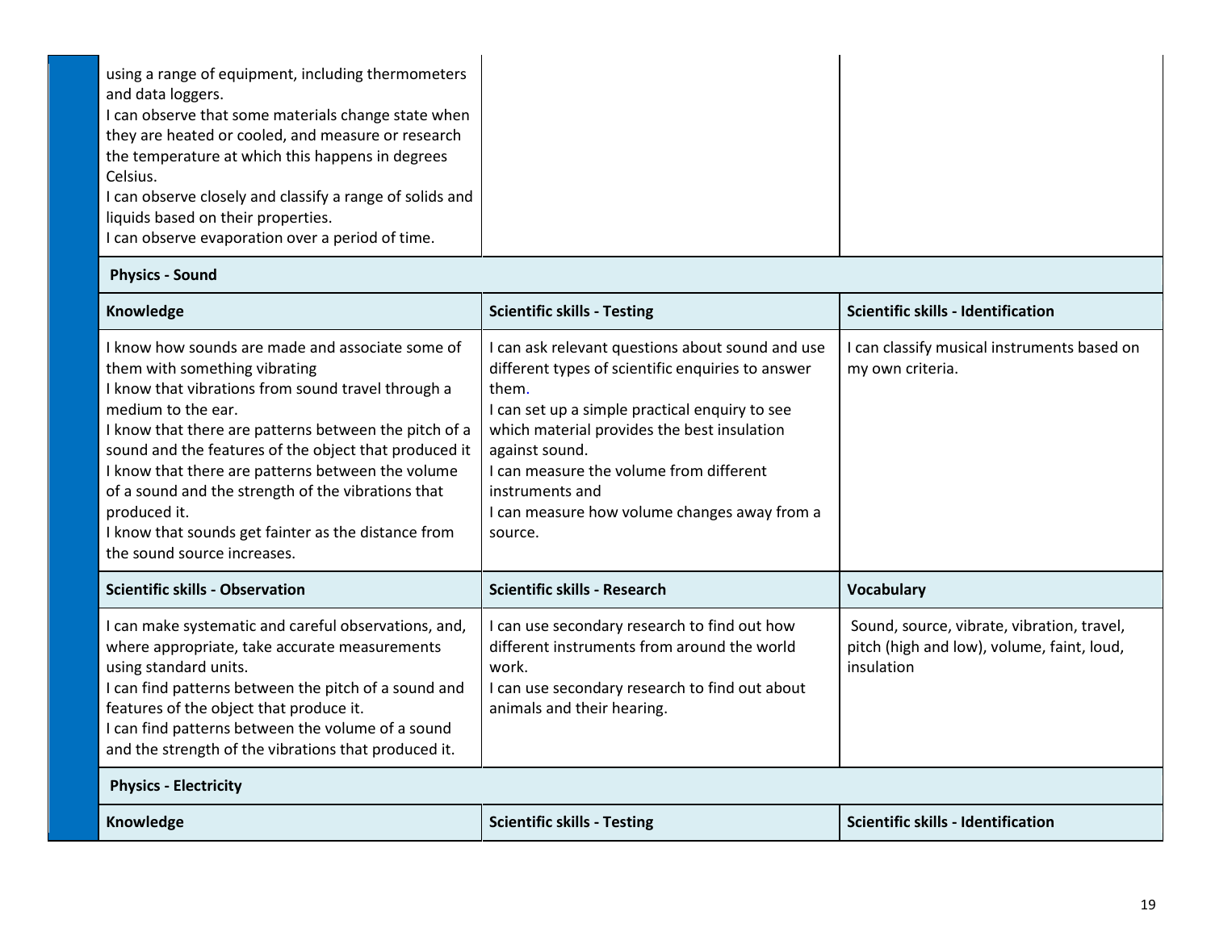| | | |
|---|---|---|
| using a range of equipment, including thermometers and data loggers.<br>I can observe that some materials change state when they are heated or cooled, and measure or research the temperature at which this happens in degrees Celsius.<br>I can observe closely and classify a range of solids and liquids based on their properties.<br>I can observe evaporation over a period of time. | | |
| **Physics - Sound** | | |
| **Knowledge** | **Scientific skills - Testing** | **Scientific skills - Identification** |
| I know how sounds are made and associate some of them with something vibrating<br>I know that vibrations from sound travel through a medium to the ear.<br>I know that there are patterns between the pitch of a sound and the features of the object that produced it<br>I know that there are patterns between the volume of a sound and the strength of the vibrations that produced it.<br>I know that sounds get fainter as the distance from the sound source increases. | I can ask relevant questions about sound and use different types of scientific enquiries to answer them.<br>I can set up a simple practical enquiry to see which material provides the best insulation against sound.<br>I can measure the volume from different instruments and<br>I can measure how volume changes away from a source. | I can classify musical instruments based on my own criteria. |
| **Scientific skills - Observation** | **Scientific skills - Research** | **Vocabulary** |
| I can make systematic and careful observations, and, where appropriate, take accurate measurements using standard units.<br>I can find patterns between the pitch of a sound and features of the object that produce it.<br>I can find patterns between the volume of a sound and the strength of the vibrations that produced it. | I can use secondary research to find out how different instruments from around the world work.<br>I can use secondary research to find out about animals and their hearing. | Sound, source, vibrate, vibration, travel, pitch (high and low), volume, faint, loud, insulation |
| **Physics - Electricity** | | |
| **Knowledge** | **Scientific skills - Testing** | **Scientific skills - Identification** |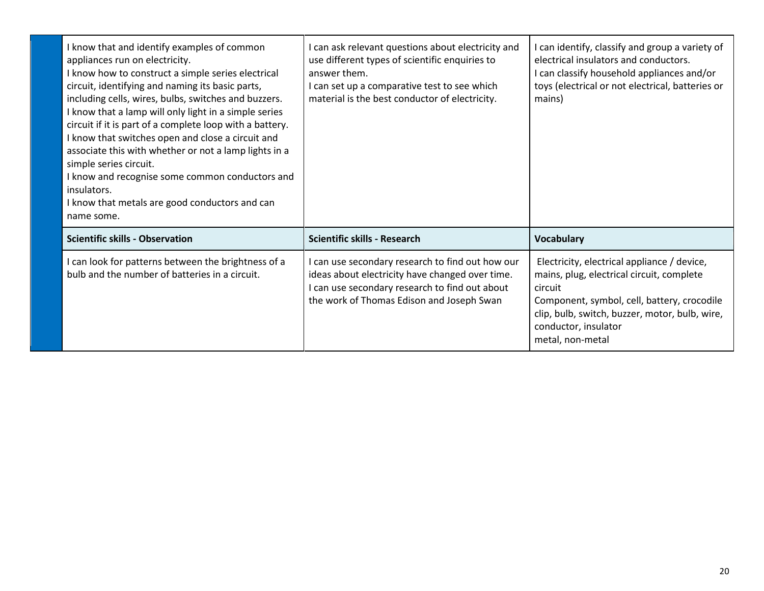| | | | |
|---|---|---|---|
| | I know that and identify examples of common appliances run on electricity.<br>I know how to construct a simple series electrical circuit, identifying and naming its basic parts, including cells, wires, bulbs, switches and buzzers.<br>I know that a lamp will only light in a simple series circuit if it is part of a complete loop with a battery.<br>I know that switches open and close a circuit and associate this with whether or not a lamp lights in a simple series circuit.<br>I know and recognise some common conductors and insulators.<br>I know that metals are good conductors and can name some. | I can ask relevant questions about electricity and use different types of scientific enquiries to answer them.<br>I can set up a comparative test to see which material is the best conductor of electricity. | I can identify, classify and group a variety of electrical insulators and conductors.<br>I can classify household appliances and/or toys (electrical or not electrical, batteries or mains) |
| | **Scientific skills - Observation** | **Scientific skills - Research** | **Vocabulary** |
| | I can look for patterns between the brightness of a bulb and the number of batteries in a circuit. | I can use secondary research to find out how our ideas about electricity have changed over time.<br>I can use secondary research to find out about the work of Thomas Edison and Joseph Swan | Electricity, electrical appliance / device, mains, plug, electrical circuit, complete circuit<br>Component, symbol, cell, battery, crocodile clip, bulb, switch, buzzer, motor, bulb, wire, conductor, insulator<br>metal, non-metal |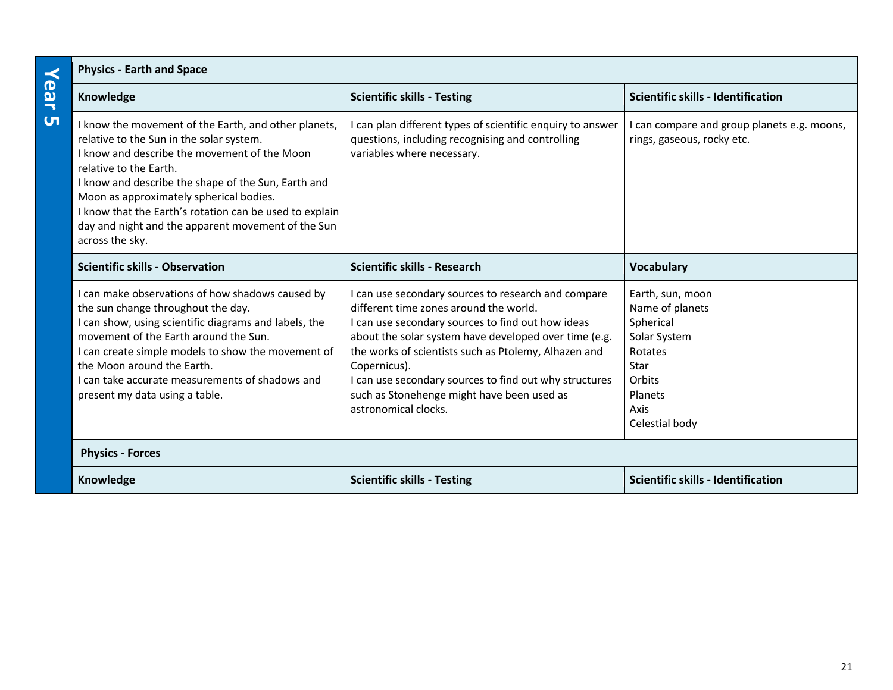## Year 5

| Physics - Earth and Space | | |
|---|---|---|
| **Knowledge** | **Scientific skills - Testing** | **Scientific skills - Identification** |
| I know the movement of the Earth, and other planets, relative to the Sun in the solar system.<br>I know and describe the movement of the Moon relative to the Earth.<br>I know and describe the shape of the Sun, Earth and Moon as approximately spherical bodies.<br>I know that the Earth's rotation can be used to explain day and night and the apparent movement of the Sun across the sky. | I can plan different types of scientific enquiry to answer questions, including recognising and controlling variables where necessary. | I can compare and group planets e.g. moons, rings, gaseous, rocky etc. |
| **Scientific skills - Observation** | **Scientific skills - Research** | **Vocabulary** |
| I can make observations of how shadows caused by the sun change throughout the day.<br>I can show, using scientific diagrams and labels, the movement of the Earth around the Sun.<br>I can create simple models to show the movement of the Moon around the Earth.<br>I can take accurate measurements of shadows and present my data using a table. | I can use secondary sources to research and compare different time zones around the world.<br>I can use secondary sources to find out how ideas about the solar system have developed over time (e.g. the works of scientists such as Ptolemy, Alhazen and Copernicus).<br>I can use secondary sources to find out why structures such as Stonehenge might have been used as astronomical clocks. | Earth, sun, moon<br>Name of planets<br>Spherical<br>Solar System<br>Rotates<br>Star<br>Orbits<br>Planets<br>Axis<br>Celestial body |

| Physics - Forces | | |
|---|---|---|
| **Knowledge** | **Scientific skills - Testing** | **Scientific skills - Identification** |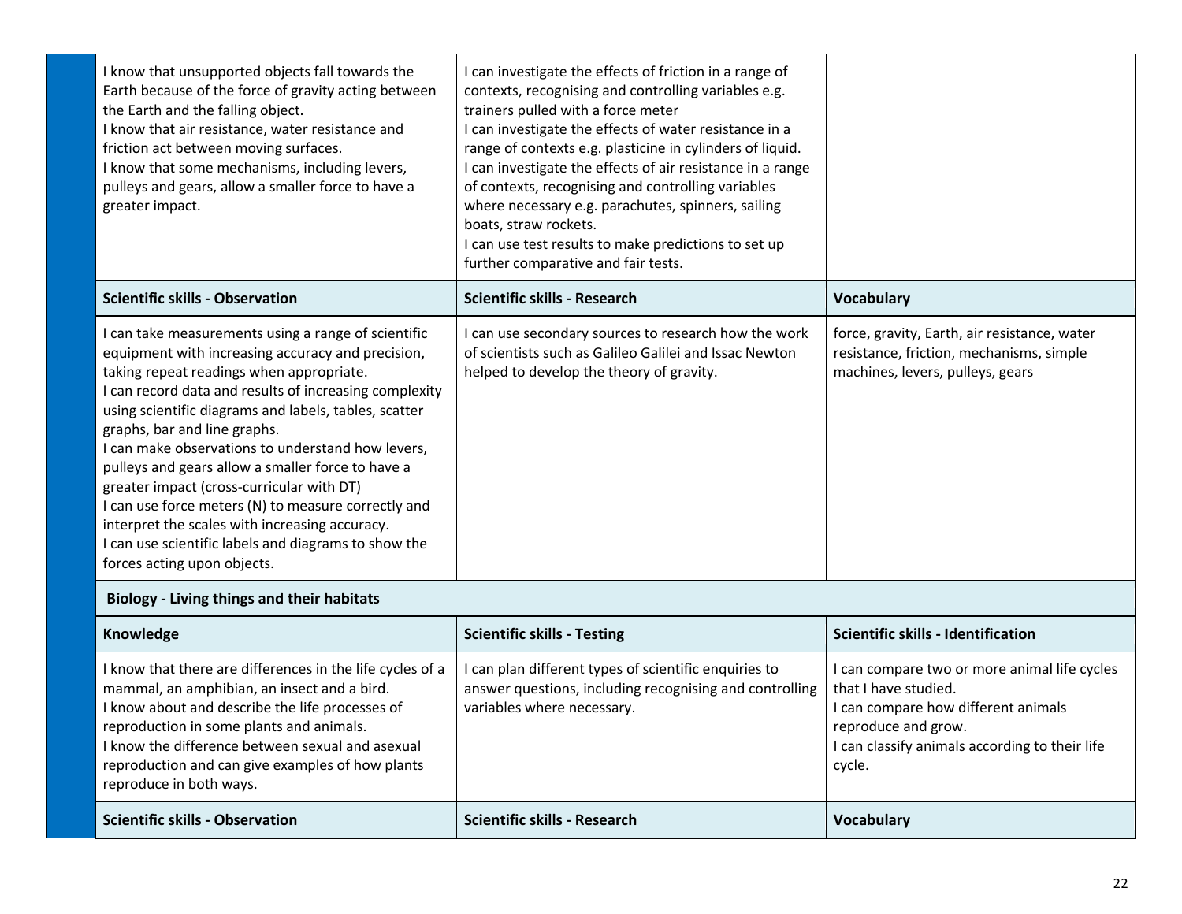| | | |
|---|---|---|
| I know that unsupported objects fall towards the Earth because of the force of gravity acting between the Earth and the falling object.<br>I know that air resistance, water resistance and friction act between moving surfaces.<br>I know that some mechanisms, including levers, pulleys and gears, allow a smaller force to have a greater impact. | I can investigate the effects of friction in a range of contexts, recognising and controlling variables e.g. trainers pulled with a force meter<br>I can investigate the effects of water resistance in a range of contexts e.g. plasticine in cylinders of liquid.<br>I can investigate the effects of air resistance in a range of contexts, recognising and controlling variables where necessary e.g. parachutes, spinners, sailing boats, straw rockets.<br>I can use test results to make predictions to set up further comparative and fair tests. | |
| **Scientific skills - Observation** | **Scientific skills - Research** | **Vocabulary** |
| I can take measurements using a range of scientific equipment with increasing accuracy and precision, taking repeat readings when appropriate.<br>I can record data and results of increasing complexity using scientific diagrams and labels, tables, scatter graphs, bar and line graphs.<br>I can make observations to understand how levers, pulleys and gears allow a smaller force to have a greater impact (cross-curricular with DT)<br>I can use force meters (N) to measure correctly and interpret the scales with increasing accuracy.<br>I can use scientific labels and diagrams to show the forces acting upon objects. | I can use secondary sources to research how the work of scientists such as Galileo Galilei and Issac Newton helped to develop the theory of gravity. | force, gravity, Earth, air resistance, water resistance, friction, mechanisms, simple machines, levers, pulleys, gears |
| **Biology - Living things and their habitats** | | |
| **Knowledge** | **Scientific skills - Testing** | **Scientific skills - Identification** |
| I know that there are differences in the life cycles of a mammal, an amphibian, an insect and a bird.<br>I know about and describe the life processes of reproduction in some plants and animals.<br>I know the difference between sexual and asexual reproduction and can give examples of how plants reproduce in both ways. | I can plan different types of scientific enquiries to answer questions, including recognising and controlling variables where necessary. | I can compare two or more animal life cycles that I have studied.<br>I can compare how different animals reproduce and grow.<br>I can classify animals according to their life cycle. |
| **Scientific skills - Observation** | **Scientific skills - Research** | **Vocabulary** |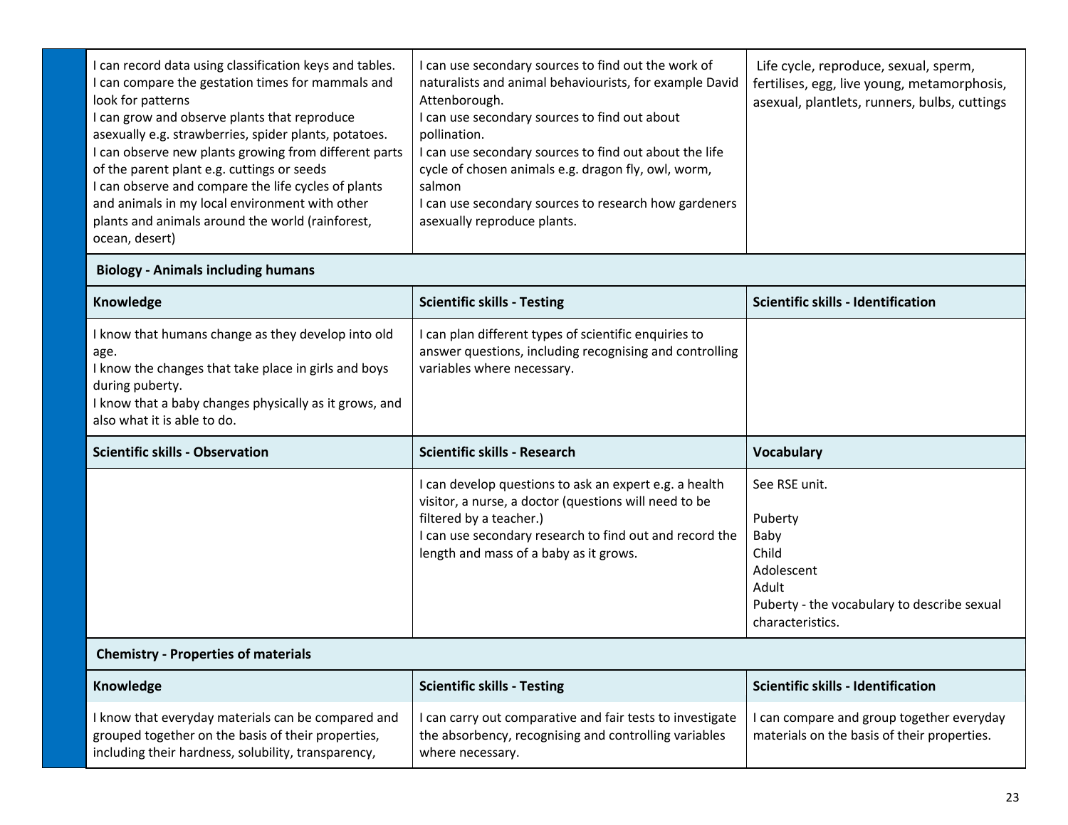| | | |
|---|---|---|
| I can record data using classification keys and tables.<br>I can compare the gestation times for mammals and look for patterns<br>I can grow and observe plants that reproduce asexually e.g. strawberries, spider plants, potatoes.<br>I can observe new plants growing from different parts of the parent plant e.g. cuttings or seeds<br>I can observe and compare the life cycles of plants and animals in my local environment with other plants and animals around the world (rainforest, ocean, desert) | I can use secondary sources to find out the work of naturalists and animal behaviourists, for example David Attenborough.<br>I can use secondary sources to find out about pollination.<br>I can use secondary sources to find out about the life cycle of chosen animals e.g. dragon fly, owl, worm, salmon<br>I can use secondary sources to research how gardeners asexually reproduce plants. | Life cycle, reproduce, sexual, sperm, fertilises, egg, live young, metamorphosis, asexual, plantlets, runners, bulbs, cuttings |
| **Biology - Animals including humans** | | |
| **Knowledge** | **Scientific skills - Testing** | **Scientific skills - Identification** |
| I know that humans change as they develop into old age.<br>I know the changes that take place in girls and boys during puberty.<br>I know that a baby changes physically as it grows, and also what it is able to do. | I can plan different types of scientific enquiries to answer questions, including recognising and controlling variables where necessary. | |
| **Scientific skills - Observation** | **Scientific skills - Research** | **Vocabulary** |
| | I can develop questions to ask an expert e.g. a health visitor, a nurse, a doctor (questions will need to be filtered by a teacher.)<br>I can use secondary research to find out and record the length and mass of a baby as it grows. | See RSE unit.<br><br>Puberty<br>Baby<br>Child<br>Adolescent<br>Adult<br>Puberty - the vocabulary to describe sexual characteristics. |
| **Chemistry - Properties of materials** | | |
| **Knowledge** | **Scientific skills - Testing** | **Scientific skills - Identification** |
| I know that everyday materials can be compared and grouped together on the basis of their properties, including their hardness, solubility, transparency, | I can carry out comparative and fair tests to investigate the absorbency, recognising and controlling variables where necessary. | I can compare and group together everyday materials on the basis of their properties. |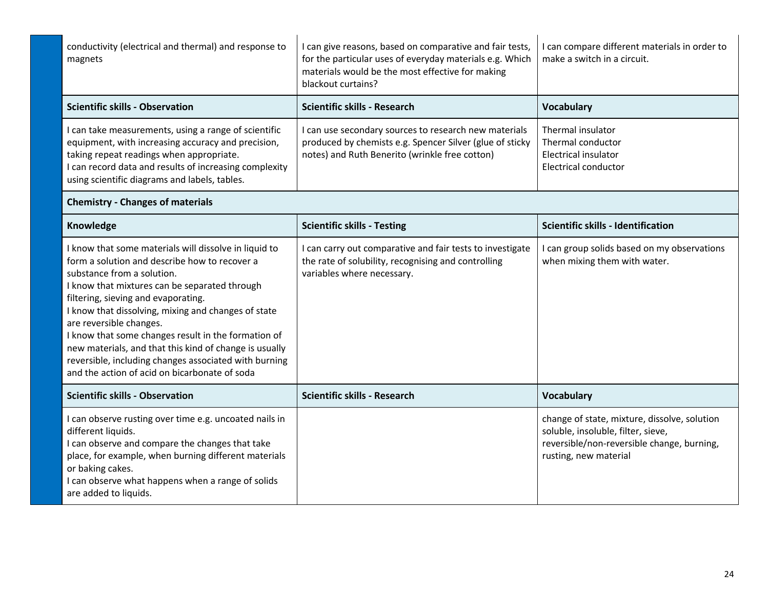| | | |
|---|---|---|
| conductivity (electrical and thermal) and response to magnets | I can give reasons, based on comparative and fair tests, for the particular uses of everyday materials e.g. Which materials would be the most effective for making blackout curtains? | I can compare different materials in order to make a switch in a circuit. |
| **Scientific skills - Observation** | **Scientific skills - Research** | **Vocabulary** |
| I can take measurements, using a range of scientific equipment, with increasing accuracy and precision, taking repeat readings when appropriate.<br>I can record data and results of increasing complexity using scientific diagrams and labels, tables. | I can use secondary sources to research new materials produced by chemists e.g. Spencer Silver (glue of sticky notes) and Ruth Benerito (wrinkle free cotton) | Thermal insulator<br>Thermal conductor<br>Electrical insulator<br>Electrical conductor |

| **Chemistry - Changes of materials** | | |
|---|---|---|
| **Knowledge** | **Scientific skills - Testing** | **Scientific skills - Identification** |
| I know that some materials will dissolve in liquid to form a solution and describe how to recover a substance from a solution.<br>I know that mixtures can be separated through filtering, sieving and evaporating.<br>I know that dissolving, mixing and changes of state are reversible changes.<br>I know that some changes result in the formation of new materials, and that this kind of change is usually reversible, including changes associated with burning and the action of acid on bicarbonate of soda | I can carry out comparative and fair tests to investigate the rate of solubility, recognising and controlling variables where necessary. | I can group solids based on my observations when mixing them with water. |
| **Scientific skills - Observation** | **Scientific skills - Research** | **Vocabulary** |
| I can observe rusting over time e.g. uncoated nails in different liquids.<br>I can observe and compare the changes that take place, for example, when burning different materials or baking cakes.<br>I can observe what happens when a range of solids are added to liquids. | | change of state, mixture, dissolve, solution soluble, insoluble, filter, sieve, reversible/non-reversible change, burning, rusting, new material |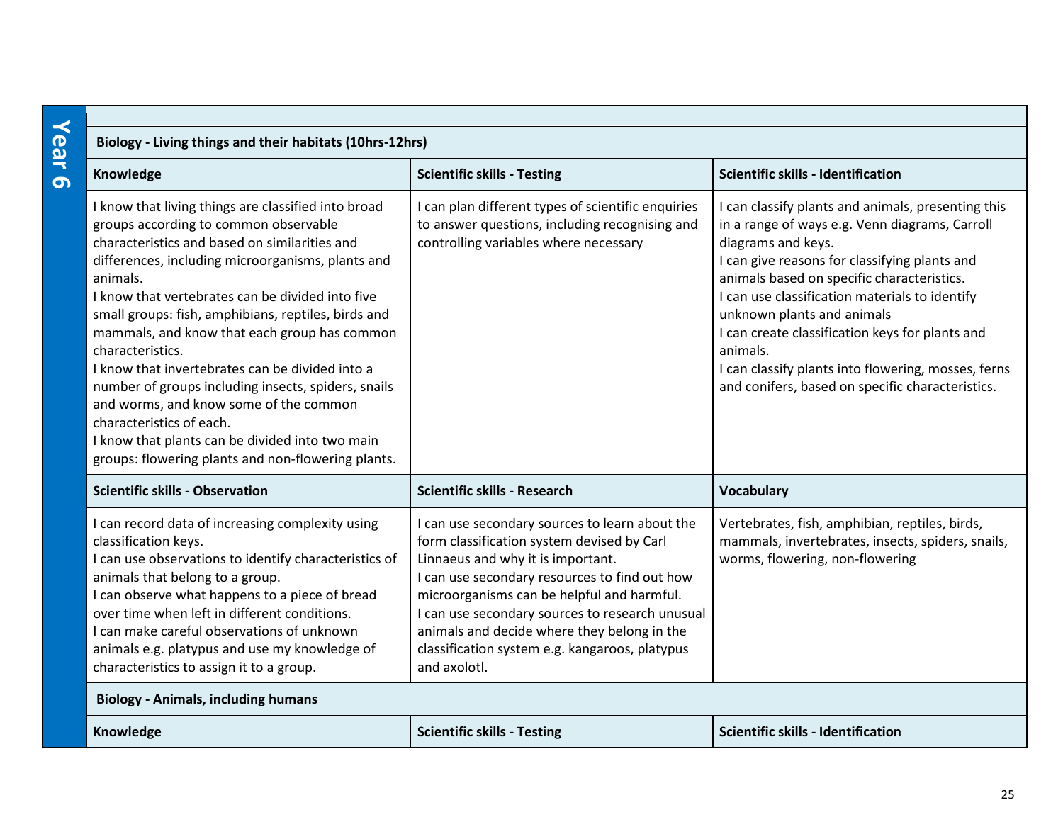**Year 6**

| | | |
|---|---|---|
| **Biology - Living things and their habitats (10hrs-12hrs)** | | |
| **Knowledge** | **Scientific skills - Testing** | **Scientific skills - Identification** |
| I know that living things are classified into broad groups according to common observable characteristics and based on similarities and differences, including microorganisms, plants and animals.<br>I know that vertebrates can be divided into five small groups: fish, amphibians, reptiles, birds and mammals, and know that each group has common characteristics.<br>I know that invertebrates can be divided into a number of groups including insects, spiders, snails and worms, and know some of the common characteristics of each.<br>I know that plants can be divided into two main groups: flowering plants and non-flowering plants. | I can plan different types of scientific enquiries to answer questions, including recognising and controlling variables where necessary | I can classify plants and animals, presenting this in a range of ways e.g. Venn diagrams, Carroll diagrams and keys.<br>I can give reasons for classifying plants and animals based on specific characteristics.<br>I can use classification materials to identify unknown plants and animals<br>I can create classification keys for plants and animals.<br>I can classify plants into flowering, mosses, ferns and conifers, based on specific characteristics. |
| **Scientific skills - Observation** | **Scientific skills - Research** | **Vocabulary** |
| I can record data of increasing complexity using classification keys.<br>I can use observations to identify characteristics of animals that belong to a group.<br>I can observe what happens to a piece of bread over time when left in different conditions.<br>I can make careful observations of unknown animals e.g. platypus and use my knowledge of characteristics to assign it to a group. | I can use secondary sources to learn about the form classification system devised by Carl Linnaeus and why it is important.<br>I can use secondary resources to find out how microorganisms can be helpful and harmful.<br>I can use secondary sources to research unusual animals and decide where they belong in the classification system e.g. kangaroos, platypus and axolotl. | Vertebrates, fish, amphibian, reptiles, birds, mammals, invertebrates, insects, spiders, snails, worms, flowering, non-flowering |
| **Biology - Animals, including humans** | | |
| **Knowledge** | **Scientific skills - Testing** | **Scientific skills - Identification** |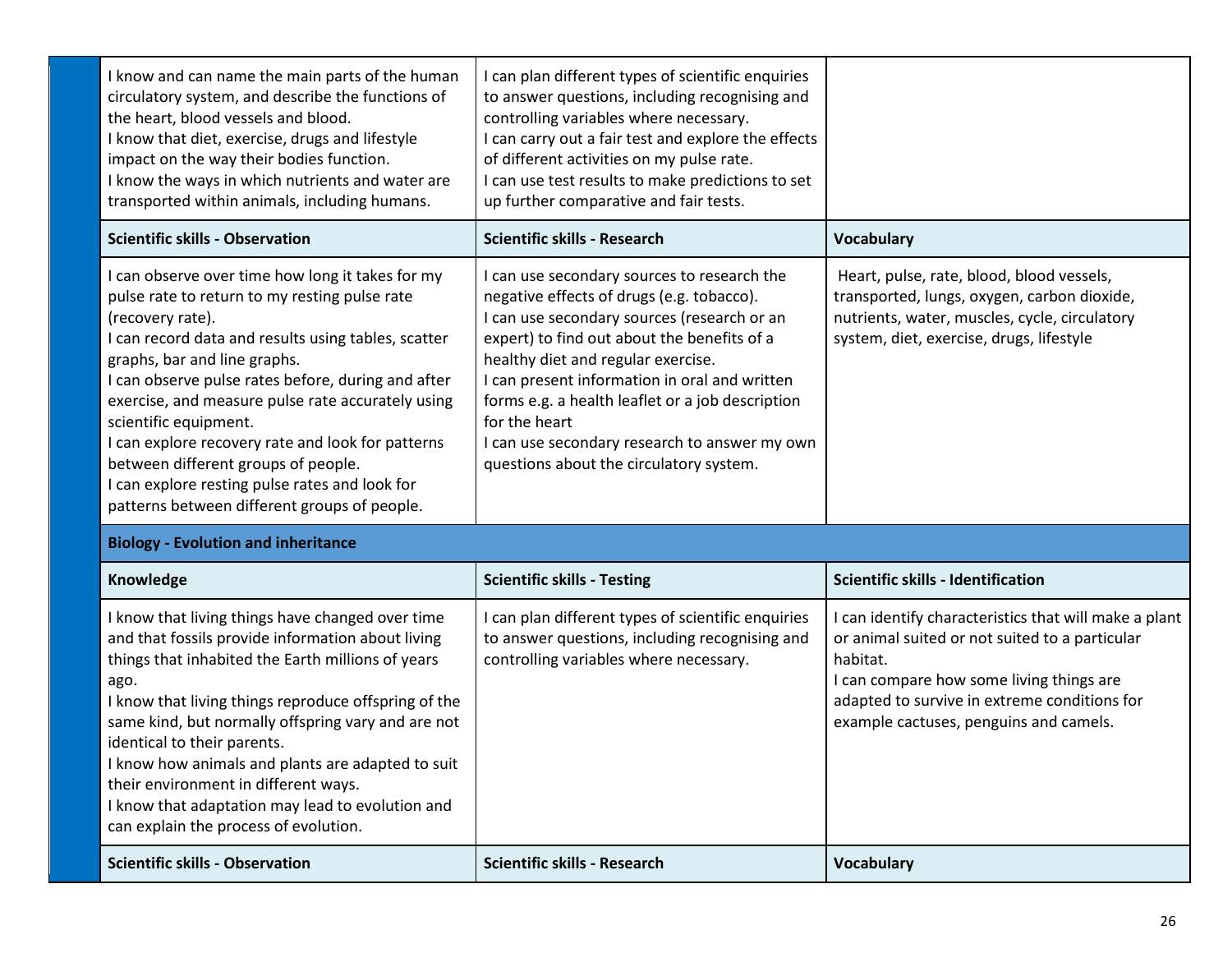| | | |
|---|---|---|
| I know and can name the main parts of the human circulatory system, and describe the functions of the heart, blood vessels and blood.<br>I know that diet, exercise, drugs and lifestyle impact on the way their bodies function.<br>I know the ways in which nutrients and water are transported within animals, including humans. | I can plan different types of scientific enquiries to answer questions, including recognising and controlling variables where necessary.<br>I can carry out a fair test and explore the effects of different activities on my pulse rate.<br>I can use test results to make predictions to set up further comparative and fair tests. | |
| **Scientific skills - Observation** | **Scientific skills - Research** | **Vocabulary** |
| I can observe over time how long it takes for my pulse rate to return to my resting pulse rate (recovery rate).<br>I can record data and results using tables, scatter graphs, bar and line graphs.<br>I can observe pulse rates before, during and after exercise, and measure pulse rate accurately using scientific equipment.<br>I can explore recovery rate and look for patterns between different groups of people.<br>I can explore resting pulse rates and look for patterns between different groups of people. | I can use secondary sources to research the negative effects of drugs (e.g. tobacco).<br>I can use secondary sources (research or an expert) to find out about the benefits of a healthy diet and regular exercise.<br>I can present information in oral and written forms e.g. a health leaflet or a job description for the heart<br>I can use secondary research to answer my own questions about the circulatory system. | Heart, pulse, rate, blood, blood vessels, transported, lungs, oxygen, carbon dioxide, nutrients, water, muscles, cycle, circulatory system, diet, exercise, drugs, lifestyle |
| **Biology - Evolution and inheritance** | | |
| **Knowledge** | **Scientific skills - Testing** | **Scientific skills - Identification** |
| I know that living things have changed over time and that fossils provide information about living things that inhabited the Earth millions of years ago.<br>I know that living things reproduce offspring of the same kind, but normally offspring vary and are not identical to their parents.<br>I know how animals and plants are adapted to suit their environment in different ways.<br>I know that adaptation may lead to evolution and can explain the process of evolution. | I can plan different types of scientific enquiries to answer questions, including recognising and controlling variables where necessary. | I can identify characteristics that will make a plant or animal suited or not suited to a particular habitat.<br>I can compare how some living things are adapted to survive in extreme conditions for example cactuses, penguins and camels. |
| **Scientific skills - Observation** | **Scientific skills - Research** | **Vocabulary** |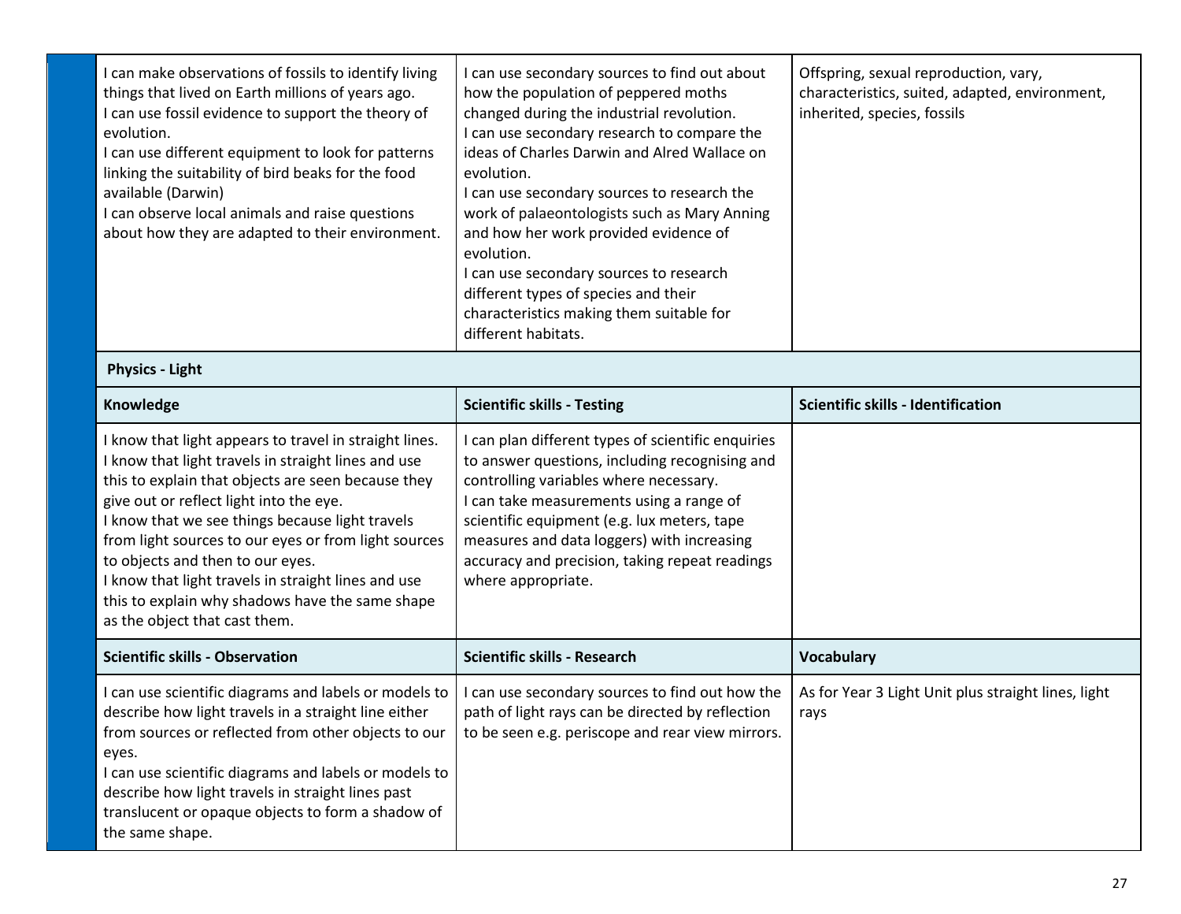| | | |
|---|---|---|
| I can make observations of fossils to identify living things that lived on Earth millions of years ago.<br>I can use fossil evidence to support the theory of evolution.<br>I can use different equipment to look for patterns linking the suitability of bird beaks for the food available (Darwin)<br>I can observe local animals and raise questions about how they are adapted to their environment. | I can use secondary sources to find out about how the population of peppered moths changed during the industrial revolution.<br>I can use secondary research to compare the ideas of Charles Darwin and Alred Wallace on evolution.<br>I can use secondary sources to research the work of palaeontologists such as Mary Anning and how her work provided evidence of evolution.<br>I can use secondary sources to research different types of species and their characteristics making them suitable for different habitats. | Offspring, sexual reproduction, vary, characteristics, suited, adapted, environment, inherited, species, fossils |
| **Physics - Light** | | |
| **Knowledge** | **Scientific skills - Testing** | **Scientific skills - Identification** |
| I know that light appears to travel in straight lines.<br>I know that light travels in straight lines and use this to explain that objects are seen because they give out or reflect light into the eye.<br>I know that we see things because light travels from light sources to our eyes or from light sources to objects and then to our eyes.<br>I know that light travels in straight lines and use this to explain why shadows have the same shape as the object that cast them. | I can plan different types of scientific enquiries to answer questions, including recognising and controlling variables where necessary.<br>I can take measurements using a range of scientific equipment (e.g. lux meters, tape measures and data loggers) with increasing accuracy and precision, taking repeat readings where appropriate. | |
| **Scientific skills - Observation** | **Scientific skills - Research** | **Vocabulary** |
| I can use scientific diagrams and labels or models to describe how light travels in a straight line either from sources or reflected from other objects to our eyes.<br>I can use scientific diagrams and labels or models to describe how light travels in straight lines past translucent or opaque objects to form a shadow of the same shape. | I can use secondary sources to find out how the path of light rays can be directed by reflection to be seen e.g. periscope and rear view mirrors. | As for Year 3 Light Unit plus straight lines, light rays |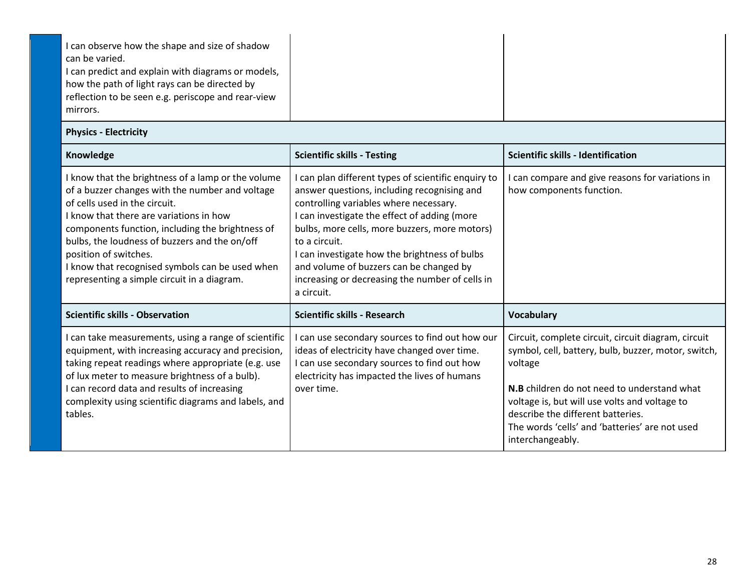| | | |
|---|---|---|
| I can observe how the shape and size of shadow can be varied.<br>I can predict and explain with diagrams or models, how the path of light rays can be directed by reflection to be seen e.g. periscope and rear-view mirrors. | | |

**Physics - Electricity**

| **Knowledge** | **Scientific skills - Testing** | **Scientific skills - Identification** |
|---|---|---|
| I know that the brightness of a lamp or the volume of a buzzer changes with the number and voltage of cells used in the circuit.<br>I know that there are variations in how components function, including the brightness of bulbs, the loudness of buzzers and the on/off position of switches.<br>I know that recognised symbols can be used when representing a simple circuit in a diagram. | I can plan different types of scientific enquiry to answer questions, including recognising and controlling variables where necessary.<br>I can investigate the effect of adding (more bulbs, more cells, more buzzers, more motors) to a circuit.<br>I can investigate how the brightness of bulbs and volume of buzzers can be changed by increasing or decreasing the number of cells in a circuit. | I can compare and give reasons for variations in how components function. |
| **Scientific skills - Observation** | **Scientific skills - Research** | **Vocabulary** |
| I can take measurements, using a range of scientific equipment, with increasing accuracy and precision, taking repeat readings where appropriate (e.g. use of lux meter to measure brightness of a bulb).<br>I can record data and results of increasing complexity using scientific diagrams and labels, and tables. | I can use secondary sources to find out how our ideas of electricity have changed over time.<br>I can use secondary sources to find out how electricity has impacted the lives of humans over time. | Circuit, complete circuit, circuit diagram, circuit symbol, cell, battery, bulb, buzzer, motor, switch, voltage<br><br>**N.B** children do not need to understand what voltage is, but will use volts and voltage to describe the different batteries.<br>The words 'cells' and 'batteries' are not used interchangeably. |